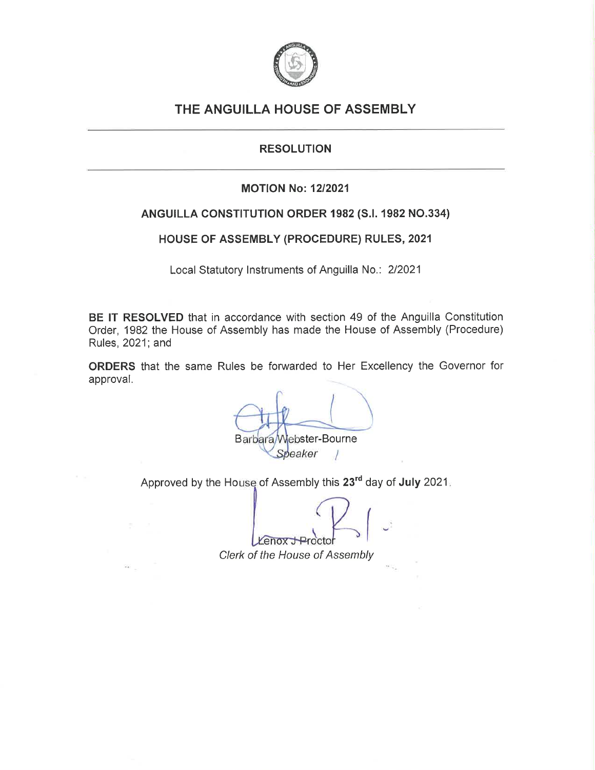# THE ANGUILLA HOUSE OF ASSEMBLY

## RESOLUTION

### MOTION No: 12/2021

### ANGUILLA CONSTITUTION ORDER 1982 (S.I. 1982 NO.334)

### HOUSE OF ASSEMBLY (PROCEDURE) RULES, 2021

Local Statutory Instruments of Anguilla No.: 2/2021

**BE IT RESOLVED** that in accordance with section 49 of the Anguilla Constitution Order, 1982 the House of Assembly has made the House of Assembly (Procedure) Rules, 2021; and

**ORDERS** that the same Rules be forwarded to Her Excellency the Governor for approval.

Barbara Webster-Bourne
*Speaker*

Approved by the House of Assembly this **23rd** day of **July** 2021.

Lenox J Proctor
*Clerk of the House of Assembly*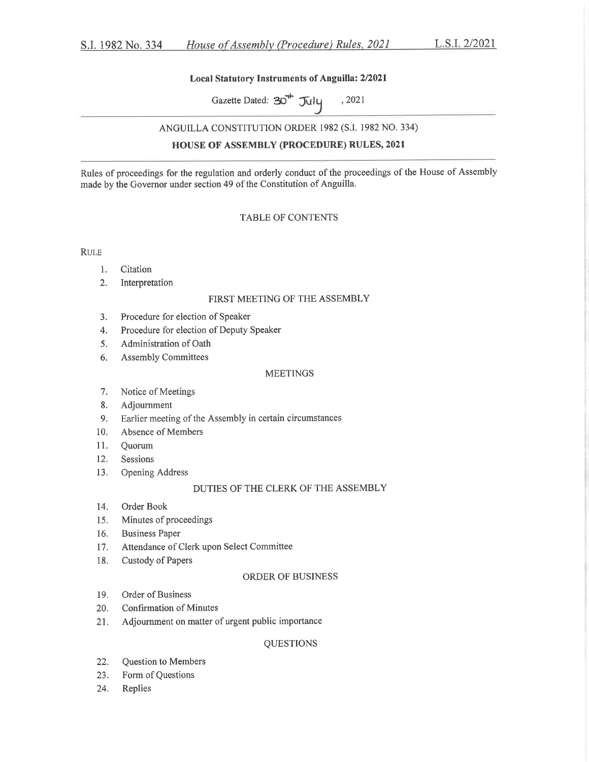**Local Statutory Instruments of Anguilla: 2/2021**

Gazette Dated: 30th July, 2021

ANGUILLA CONSTITUTION ORDER 1982 (S.I. 1982 NO. 334)

## HOUSE OF ASSEMBLY (PROCEDURE) RULES, 2021

Rules of proceedings for the regulation and orderly conduct of the proceedings of the House of Assembly made by the Governor under section 49 of the Constitution of Anguilla.

### TABLE OF CONTENTS

RULE

1. Citation
2. Interpretation

FIRST MEETING OF THE ASSEMBLY

3. Procedure for election of Speaker
4. Procedure for election of Deputy Speaker
5. Administration of Oath
6. Assembly Committees

MEETINGS

7. Notice of Meetings
8. Adjournment
9. Earlier meeting of the Assembly in certain circumstances
10. Absence of Members
11. Quorum
12. Sessions
13. Opening Address

DUTIES OF THE CLERK OF THE ASSEMBLY

14. Order Book
15. Minutes of proceedings
16. Business Paper
17. Attendance of Clerk upon Select Committee
18. Custody of Papers

ORDER OF BUSINESS

19. Order of Business
20. Confirmation of Minutes
21. Adjournment on matter of urgent public importance

QUESTIONS

22. Question to Members
23. Form of Questions
24. Replies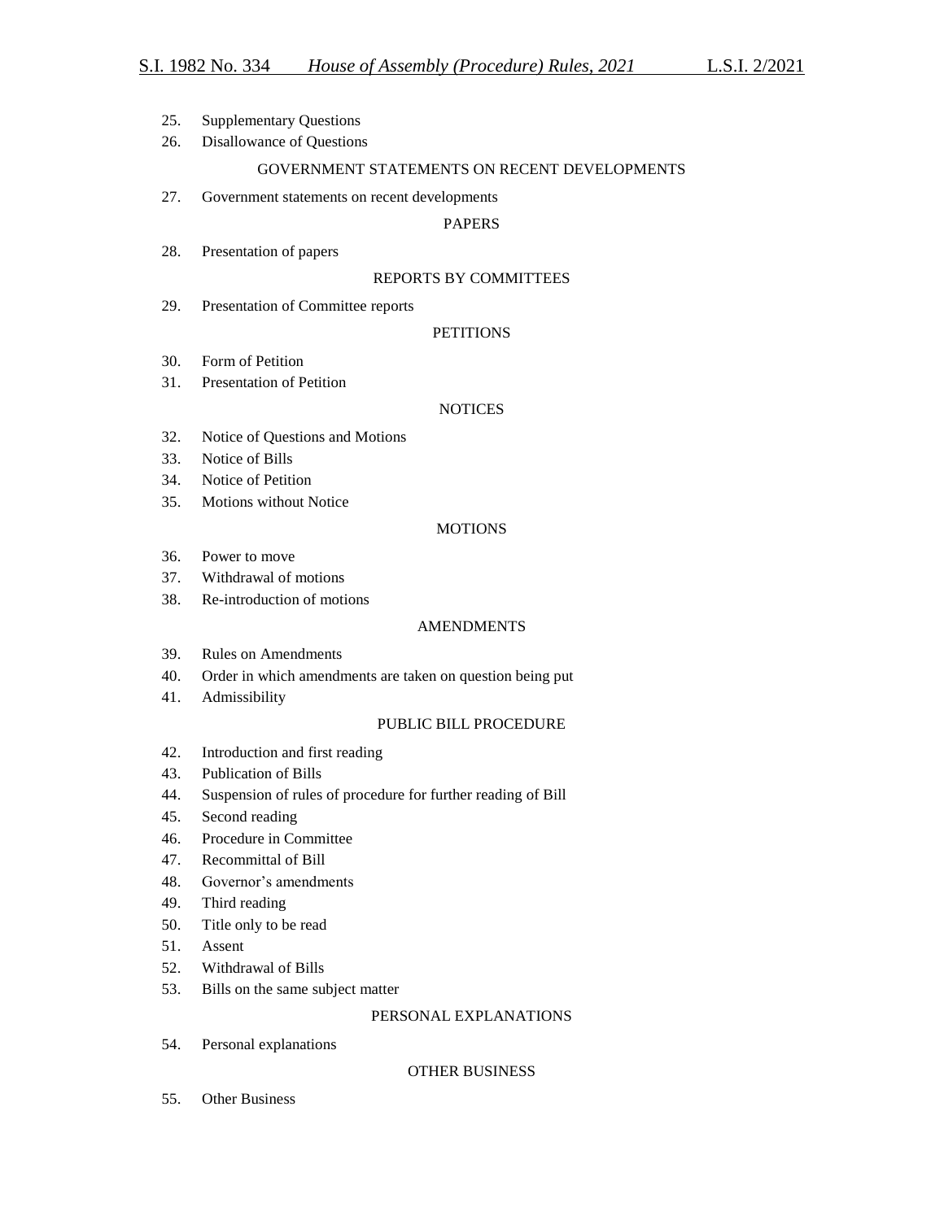25. Supplementary Questions
26. Disallowance of Questions

GOVERNMENT STATEMENTS ON RECENT DEVELOPMENTS

27. Government statements on recent developments

PAPERS

28. Presentation of papers

REPORTS BY COMMITTEES

29. Presentation of Committee reports

PETITIONS

30. Form of Petition
31. Presentation of Petition

NOTICES

32. Notice of Questions and Motions
33. Notice of Bills
34. Notice of Petition
35. Motions without Notice

MOTIONS

36. Power to move
37. Withdrawal of motions
38. Re-introduction of motions

AMENDMENTS

39. Rules on Amendments
40. Order in which amendments are taken on question being put
41. Admissibility

PUBLIC BILL PROCEDURE

42. Introduction and first reading
43. Publication of Bills
44. Suspension of rules of procedure for further reading of Bill
45. Second reading
46. Procedure in Committee
47. Recommittal of Bill
48. Governor's amendments
49. Third reading
50. Title only to be read
51. Assent
52. Withdrawal of Bills
53. Bills on the same subject matter

PERSONAL EXPLANATIONS

54. Personal explanations

OTHER BUSINESS

55. Other Business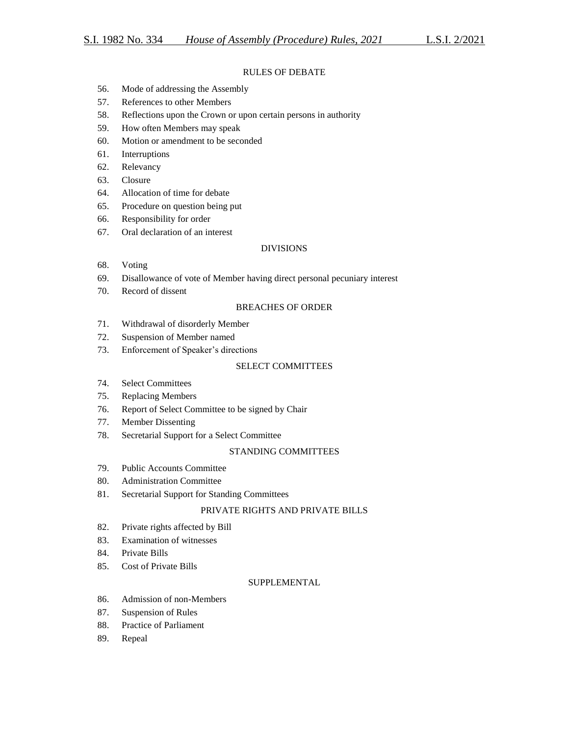RULES OF DEBATE

56. Mode of addressing the Assembly
57. References to other Members
58. Reflections upon the Crown or upon certain persons in authority
59. How often Members may speak
60. Motion or amendment to be seconded
61. Interruptions
62. Relevancy
63. Closure
64. Allocation of time for debate
65. Procedure on question being put
66. Responsibility for order
67. Oral declaration of an interest

DIVISIONS

68. Voting
69. Disallowance of vote of Member having direct personal pecuniary interest
70. Record of dissent

BREACHES OF ORDER

71. Withdrawal of disorderly Member
72. Suspension of Member named
73. Enforcement of Speaker's directions

SELECT COMMITTEES

74. Select Committees
75. Replacing Members
76. Report of Select Committee to be signed by Chair
77. Member Dissenting
78. Secretarial Support for a Select Committee

STANDING COMMITTEES

79. Public Accounts Committee
80. Administration Committee
81. Secretarial Support for Standing Committees

PRIVATE RIGHTS AND PRIVATE BILLS

82. Private rights affected by Bill
83. Examination of witnesses
84. Private Bills
85. Cost of Private Bills

SUPPLEMENTAL

86. Admission of non-Members
87. Suspension of Rules
88. Practice of Parliament
89. Repeal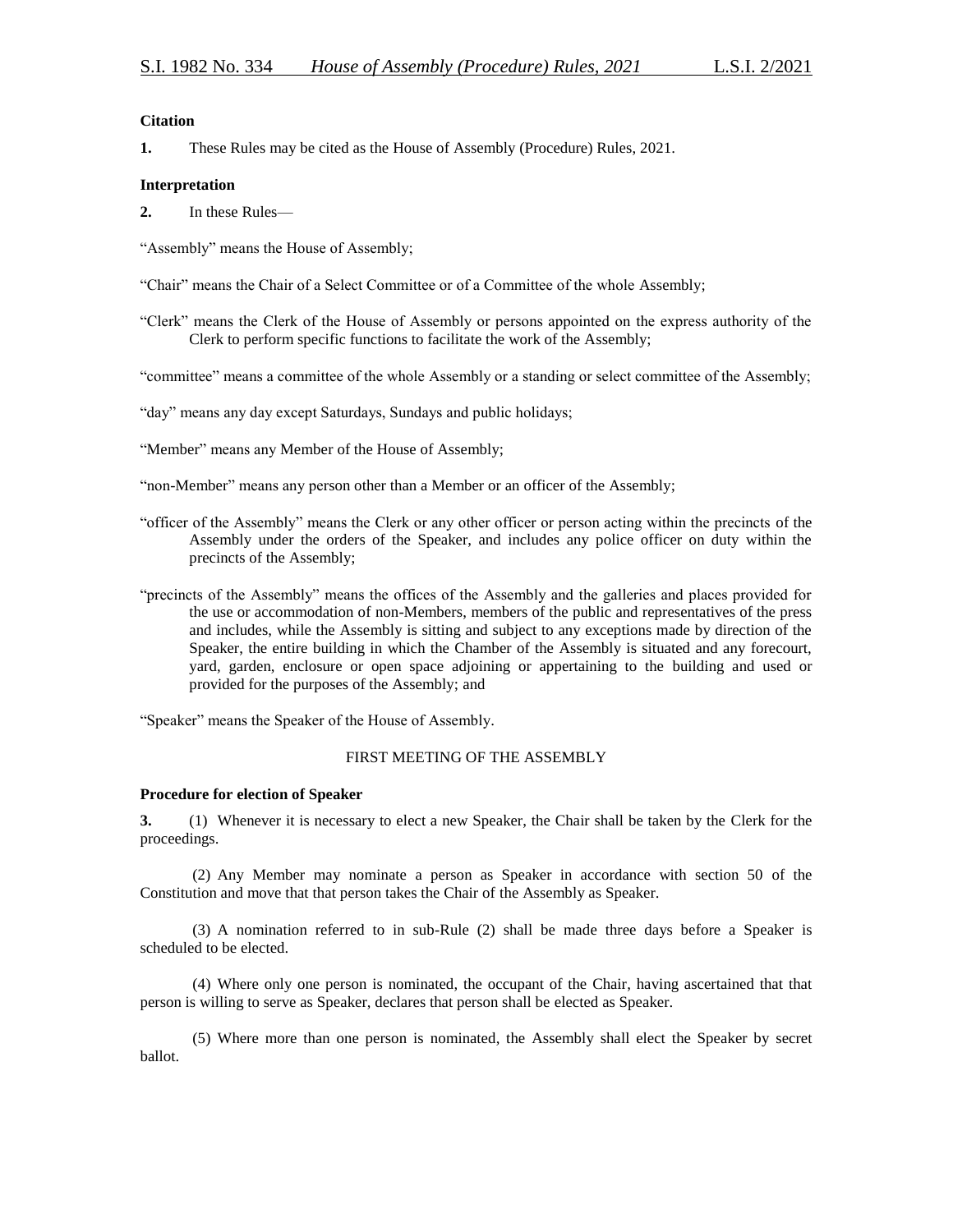**Citation**

**1.** These Rules may be cited as the House of Assembly (Procedure) Rules, 2021.

**Interpretation**

**2.** In these Rules—

"Assembly" means the House of Assembly;

"Chair" means the Chair of a Select Committee or of a Committee of the whole Assembly;

"Clerk" means the Clerk of the House of Assembly or persons appointed on the express authority of the Clerk to perform specific functions to facilitate the work of the Assembly;

"committee" means a committee of the whole Assembly or a standing or select committee of the Assembly;

"day" means any day except Saturdays, Sundays and public holidays;

"Member" means any Member of the House of Assembly;

"non-Member" means any person other than a Member or an officer of the Assembly;

"officer of the Assembly" means the Clerk or any other officer or person acting within the precincts of the Assembly under the orders of the Speaker, and includes any police officer on duty within the precincts of the Assembly;

"precincts of the Assembly" means the offices of the Assembly and the galleries and places provided for the use or accommodation of non-Members, members of the public and representatives of the press and includes, while the Assembly is sitting and subject to any exceptions made by direction of the Speaker, the entire building in which the Chamber of the Assembly is situated and any forecourt, yard, garden, enclosure or open space adjoining or appertaining to the building and used or provided for the purposes of the Assembly; and

"Speaker" means the Speaker of the House of Assembly.

## FIRST MEETING OF THE ASSEMBLY

**Procedure for election of Speaker**

**3.** (1) Whenever it is necessary to elect a new Speaker, the Chair shall be taken by the Clerk for the proceedings.

(2) Any Member may nominate a person as Speaker in accordance with section 50 of the Constitution and move that that person takes the Chair of the Assembly as Speaker.

(3) A nomination referred to in sub-Rule (2) shall be made three days before a Speaker is scheduled to be elected.

(4) Where only one person is nominated, the occupant of the Chair, having ascertained that that person is willing to serve as Speaker, declares that person shall be elected as Speaker.

(5) Where more than one person is nominated, the Assembly shall elect the Speaker by secret ballot.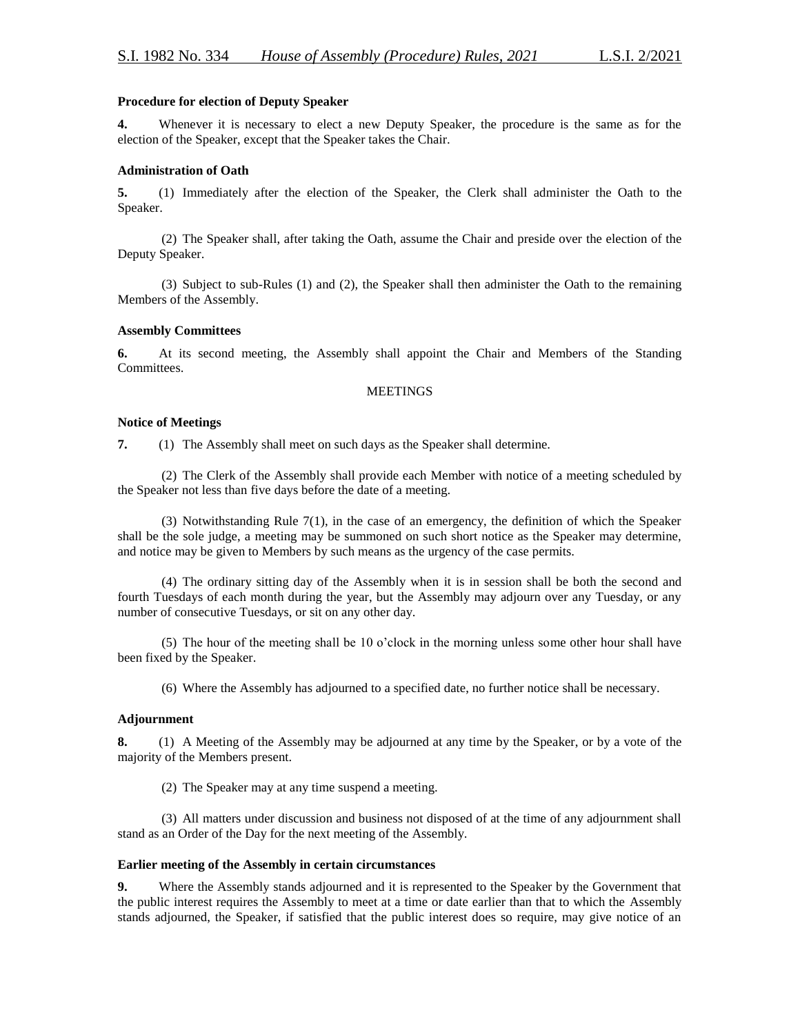**Procedure for election of Deputy Speaker**

**4.** Whenever it is necessary to elect a new Deputy Speaker, the procedure is the same as for the election of the Speaker, except that the Speaker takes the Chair.

**Administration of Oath**

**5.** (1) Immediately after the election of the Speaker, the Clerk shall administer the Oath to the Speaker.

(2) The Speaker shall, after taking the Oath, assume the Chair and preside over the election of the Deputy Speaker.

(3) Subject to sub-Rules (1) and (2), the Speaker shall then administer the Oath to the remaining Members of the Assembly.

**Assembly Committees**

**6.** At its second meeting, the Assembly shall appoint the Chair and Members of the Standing Committees.

MEETINGS

**Notice of Meetings**

**7.** (1) The Assembly shall meet on such days as the Speaker shall determine.

(2) The Clerk of the Assembly shall provide each Member with notice of a meeting scheduled by the Speaker not less than five days before the date of a meeting.

(3) Notwithstanding Rule 7(1), in the case of an emergency, the definition of which the Speaker shall be the sole judge, a meeting may be summoned on such short notice as the Speaker may determine, and notice may be given to Members by such means as the urgency of the case permits.

(4) The ordinary sitting day of the Assembly when it is in session shall be both the second and fourth Tuesdays of each month during the year, but the Assembly may adjourn over any Tuesday, or any number of consecutive Tuesdays, or sit on any other day.

(5) The hour of the meeting shall be 10 o'clock in the morning unless some other hour shall have been fixed by the Speaker.

(6) Where the Assembly has adjourned to a specified date, no further notice shall be necessary.

**Adjournment**

**8.** (1) A Meeting of the Assembly may be adjourned at any time by the Speaker, or by a vote of the majority of the Members present.

(2) The Speaker may at any time suspend a meeting.

(3) All matters under discussion and business not disposed of at the time of any adjournment shall stand as an Order of the Day for the next meeting of the Assembly.

**Earlier meeting of the Assembly in certain circumstances**

**9.** Where the Assembly stands adjourned and it is represented to the Speaker by the Government that the public interest requires the Assembly to meet at a time or date earlier than that to which the Assembly stands adjourned, the Speaker, if satisfied that the public interest does so require, may give notice of an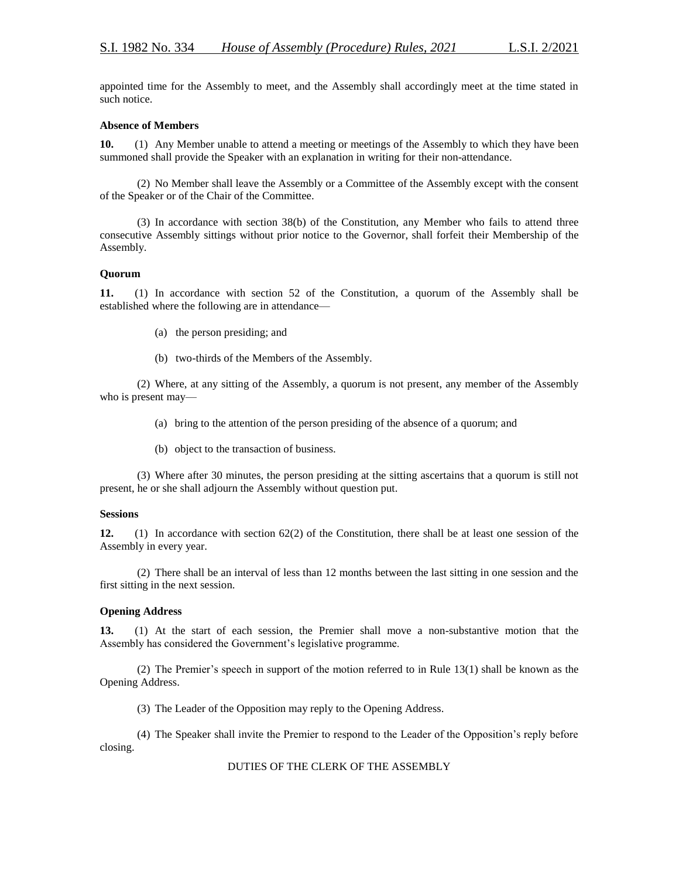appointed time for the Assembly to meet, and the Assembly shall accordingly meet at the time stated in such notice.

**Absence of Members**

**10.** (1) Any Member unable to attend a meeting or meetings of the Assembly to which they have been summoned shall provide the Speaker with an explanation in writing for their non-attendance.

(2) No Member shall leave the Assembly or a Committee of the Assembly except with the consent of the Speaker or of the Chair of the Committee.

(3) In accordance with section 38(b) of the Constitution, any Member who fails to attend three consecutive Assembly sittings without prior notice to the Governor, shall forfeit their Membership of the Assembly.

**Quorum**

**11.** (1) In accordance with section 52 of the Constitution, a quorum of the Assembly shall be established where the following are in attendance—

(a) the person presiding; and

(b) two-thirds of the Members of the Assembly.

(2) Where, at any sitting of the Assembly, a quorum is not present, any member of the Assembly who is present may—

(a) bring to the attention of the person presiding of the absence of a quorum; and

(b) object to the transaction of business.

(3) Where after 30 minutes, the person presiding at the sitting ascertains that a quorum is still not present, he or she shall adjourn the Assembly without question put.

**Sessions**

**12.** (1) In accordance with section 62(2) of the Constitution, there shall be at least one session of the Assembly in every year.

(2) There shall be an interval of less than 12 months between the last sitting in one session and the first sitting in the next session.

**Opening Address**

**13.** (1) At the start of each session, the Premier shall move a non-substantive motion that the Assembly has considered the Government's legislative programme.

(2) The Premier's speech in support of the motion referred to in Rule 13(1) shall be known as the Opening Address.

(3) The Leader of the Opposition may reply to the Opening Address.

(4) The Speaker shall invite the Premier to respond to the Leader of the Opposition's reply before closing.

DUTIES OF THE CLERK OF THE ASSEMBLY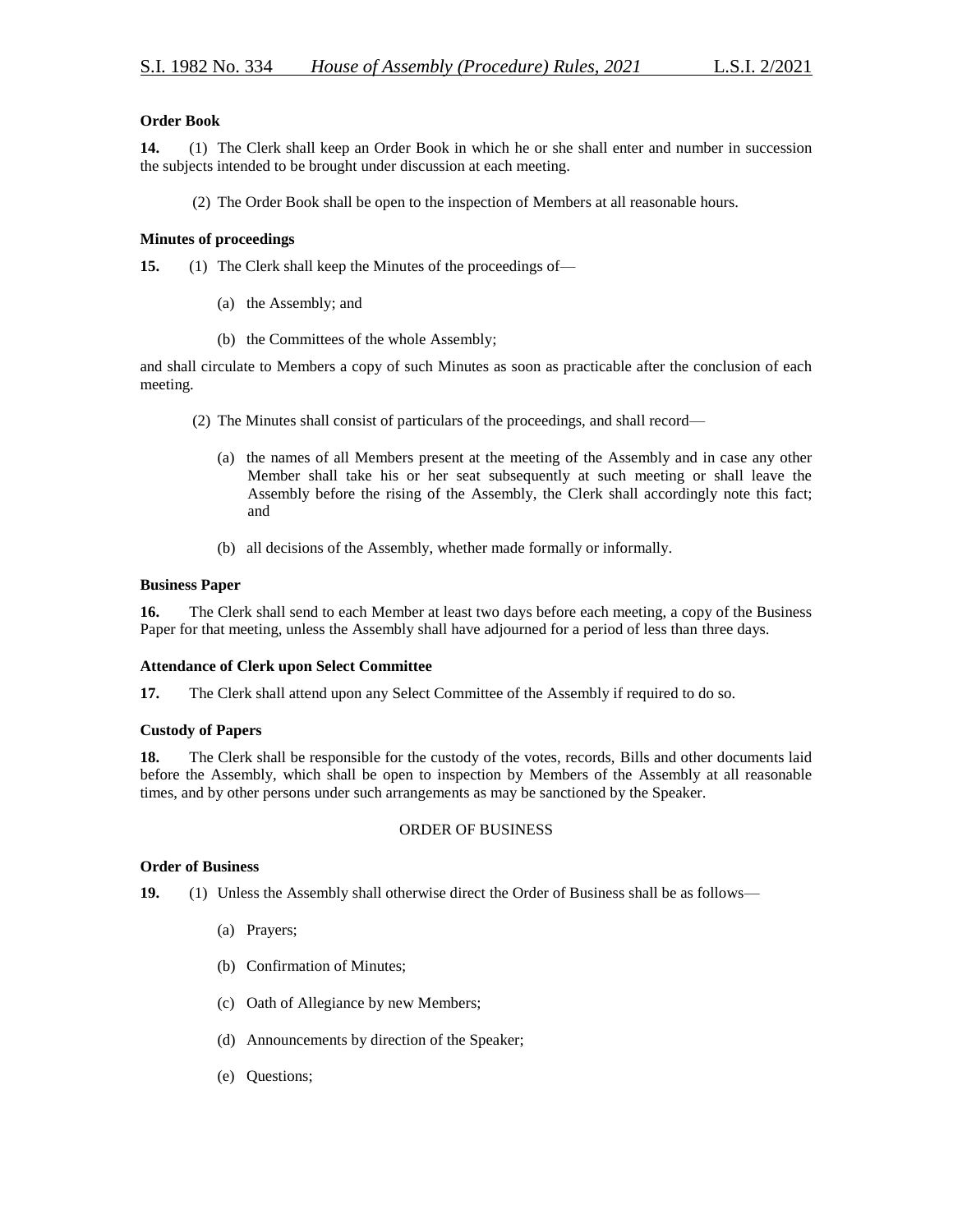**Order Book**

**14.** (1) The Clerk shall keep an Order Book in which he or she shall enter and number in succession the subjects intended to be brought under discussion at each meeting.

(2) The Order Book shall be open to the inspection of Members at all reasonable hours.

**Minutes of proceedings**

**15.** (1) The Clerk shall keep the Minutes of the proceedings of—

(a) the Assembly; and

(b) the Committees of the whole Assembly;

and shall circulate to Members a copy of such Minutes as soon as practicable after the conclusion of each meeting.

(2) The Minutes shall consist of particulars of the proceedings, and shall record—

(a) the names of all Members present at the meeting of the Assembly and in case any other Member shall take his or her seat subsequently at such meeting or shall leave the Assembly before the rising of the Assembly, the Clerk shall accordingly note this fact; and

(b) all decisions of the Assembly, whether made formally or informally.

**Business Paper**

**16.** The Clerk shall send to each Member at least two days before each meeting, a copy of the Business Paper for that meeting, unless the Assembly shall have adjourned for a period of less than three days.

**Attendance of Clerk upon Select Committee**

**17.** The Clerk shall attend upon any Select Committee of the Assembly if required to do so.

**Custody of Papers**

**18.** The Clerk shall be responsible for the custody of the votes, records, Bills and other documents laid before the Assembly, which shall be open to inspection by Members of the Assembly at all reasonable times, and by other persons under such arrangements as may be sanctioned by the Speaker.

ORDER OF BUSINESS

**Order of Business**

**19.** (1) Unless the Assembly shall otherwise direct the Order of Business shall be as follows—

(a) Prayers;

(b) Confirmation of Minutes;

(c) Oath of Allegiance by new Members;

(d) Announcements by direction of the Speaker;

(e) Questions;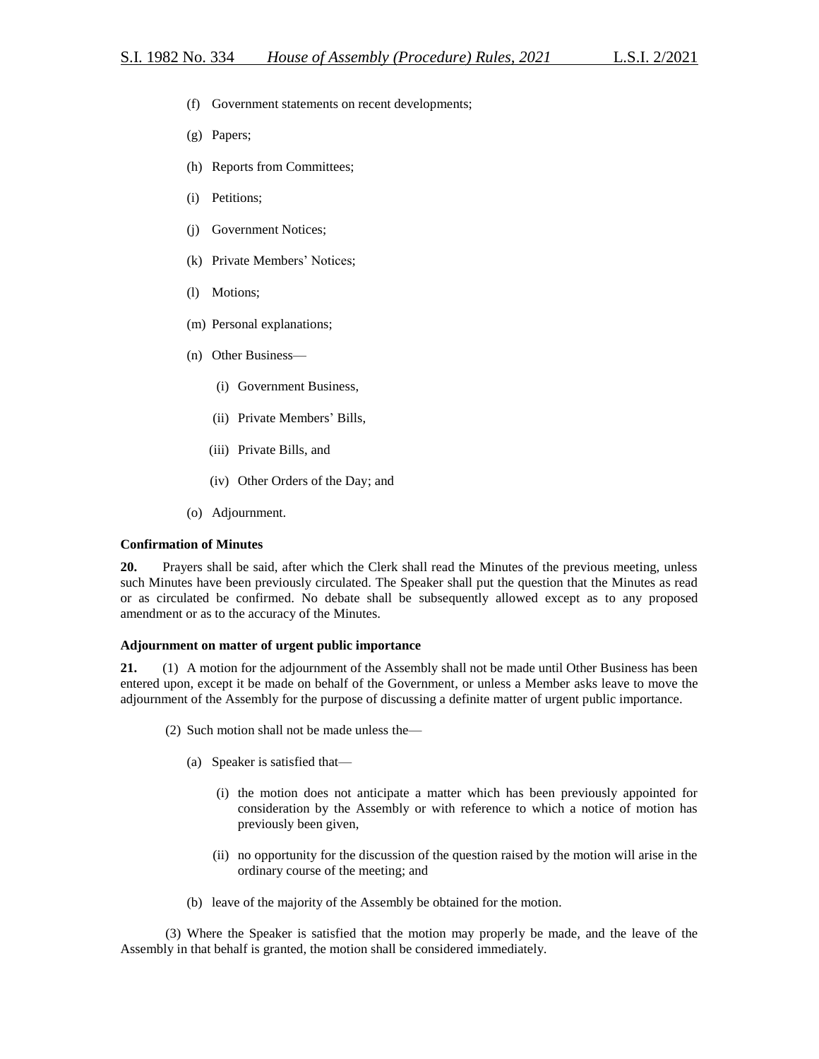(f) Government statements on recent developments;

(g) Papers;

(h) Reports from Committees;

(i) Petitions;

(j) Government Notices;

(k) Private Members' Notices;

(l) Motions;

(m) Personal explanations;

(n) Other Business—

  (i) Government Business,

  (ii) Private Members' Bills,

  (iii) Private Bills, and

  (iv) Other Orders of the Day; and

(o) Adjournment.

**Confirmation of Minutes**

**20.** Prayers shall be said, after which the Clerk shall read the Minutes of the previous meeting, unless such Minutes have been previously circulated. The Speaker shall put the question that the Minutes as read or as circulated be confirmed. No debate shall be subsequently allowed except as to any proposed amendment or as to the accuracy of the Minutes.

**Adjournment on matter of urgent public importance**

**21.** (1) A motion for the adjournment of the Assembly shall not be made until Other Business has been entered upon, except it be made on behalf of the Government, or unless a Member asks leave to move the adjournment of the Assembly for the purpose of discussing a definite matter of urgent public importance.

(2) Such motion shall not be made unless the—

(a) Speaker is satisfied that—

  (i) the motion does not anticipate a matter which has been previously appointed for consideration by the Assembly or with reference to which a notice of motion has previously been given,

  (ii) no opportunity for the discussion of the question raised by the motion will arise in the ordinary course of the meeting; and

(b) leave of the majority of the Assembly be obtained for the motion.

(3) Where the Speaker is satisfied that the motion may properly be made, and the leave of the Assembly in that behalf is granted, the motion shall be considered immediately.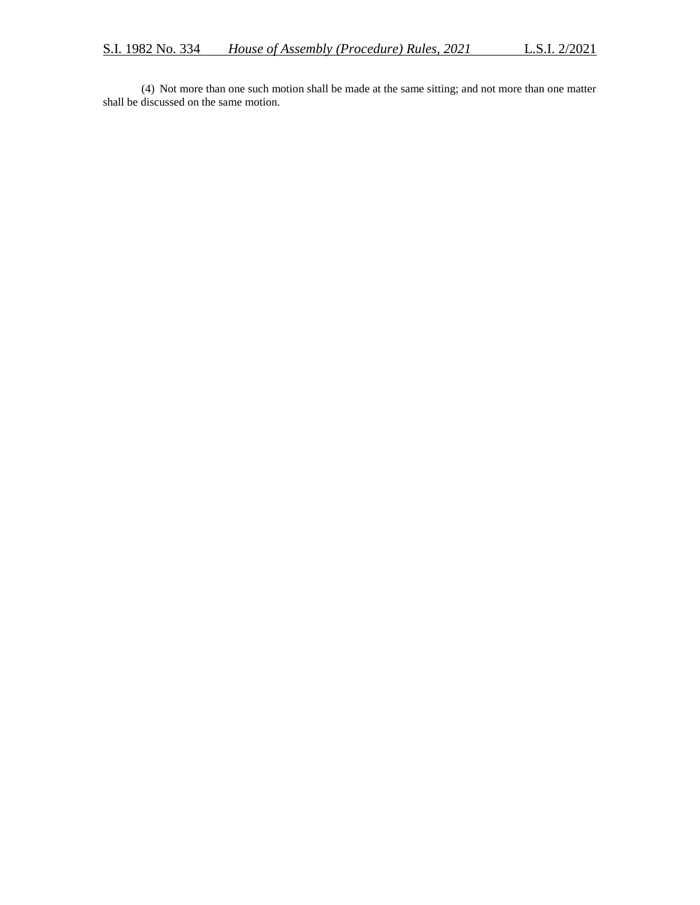(4) Not more than one such motion shall be made at the same sitting; and not more than one matter shall be discussed on the same motion.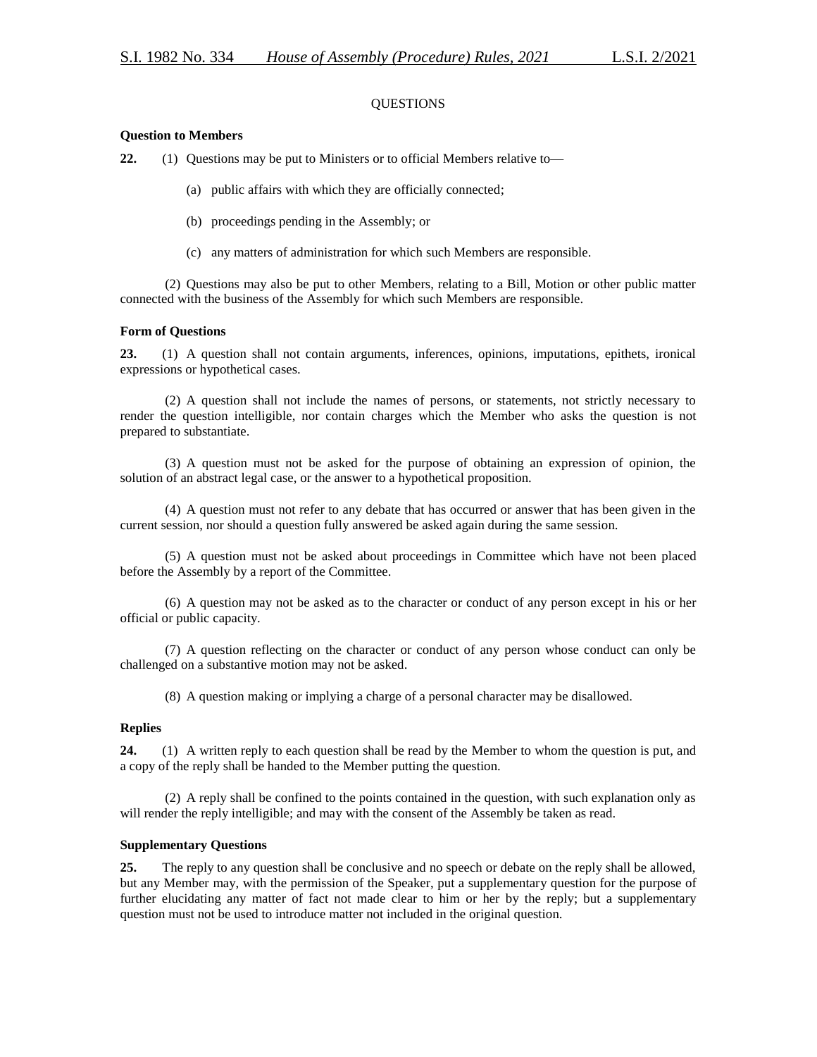## QUESTIONS

### Question to Members

**22.** (1) Questions may be put to Ministers or to official Members relative to—

(a) public affairs with which they are officially connected;

(b) proceedings pending in the Assembly; or

(c) any matters of administration for which such Members are responsible.

(2) Questions may also be put to other Members, relating to a Bill, Motion or other public matter connected with the business of the Assembly for which such Members are responsible.

### Form of Questions

**23.** (1) A question shall not contain arguments, inferences, opinions, imputations, epithets, ironical expressions or hypothetical cases.

(2) A question shall not include the names of persons, or statements, not strictly necessary to render the question intelligible, nor contain charges which the Member who asks the question is not prepared to substantiate.

(3) A question must not be asked for the purpose of obtaining an expression of opinion, the solution of an abstract legal case, or the answer to a hypothetical proposition.

(4) A question must not refer to any debate that has occurred or answer that has been given in the current session, nor should a question fully answered be asked again during the same session.

(5) A question must not be asked about proceedings in Committee which have not been placed before the Assembly by a report of the Committee.

(6) A question may not be asked as to the character or conduct of any person except in his or her official or public capacity.

(7) A question reflecting on the character or conduct of any person whose conduct can only be challenged on a substantive motion may not be asked.

(8) A question making or implying a charge of a personal character may be disallowed.

### Replies

**24.** (1) A written reply to each question shall be read by the Member to whom the question is put, and a copy of the reply shall be handed to the Member putting the question.

(2) A reply shall be confined to the points contained in the question, with such explanation only as will render the reply intelligible; and may with the consent of the Assembly be taken as read.

### Supplementary Questions

**25.** The reply to any question shall be conclusive and no speech or debate on the reply shall be allowed, but any Member may, with the permission of the Speaker, put a supplementary question for the purpose of further elucidating any matter of fact not made clear to him or her by the reply; but a supplementary question must not be used to introduce matter not included in the original question.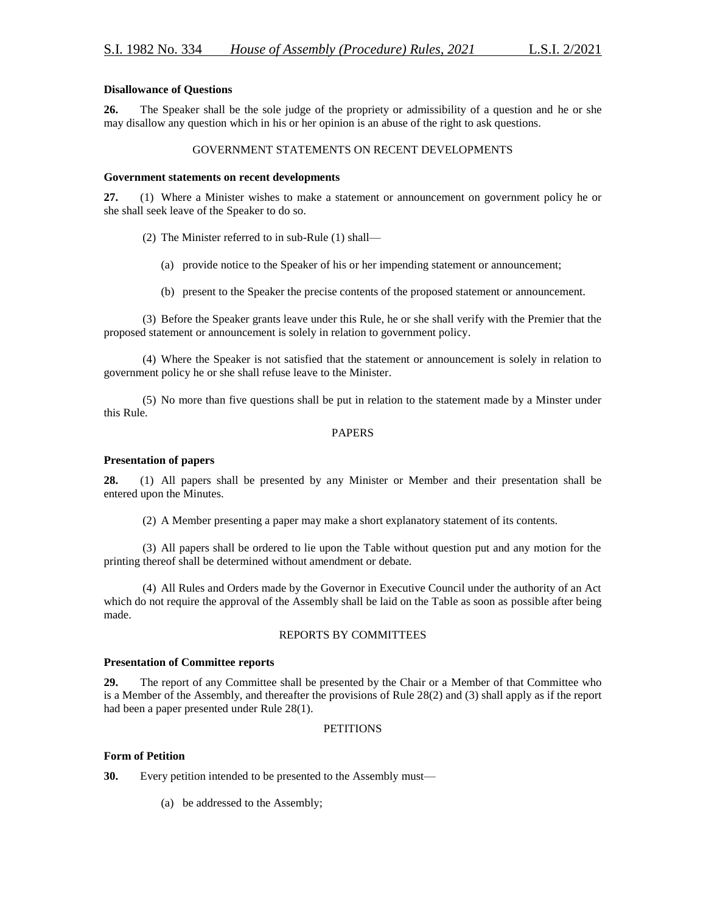**Disallowance of Questions**

**26.** The Speaker shall be the sole judge of the propriety or admissibility of a question and he or she may disallow any question which in his or her opinion is an abuse of the right to ask questions.

GOVERNMENT STATEMENTS ON RECENT DEVELOPMENTS

**Government statements on recent developments**

**27.** (1) Where a Minister wishes to make a statement or announcement on government policy he or she shall seek leave of the Speaker to do so.

(2) The Minister referred to in sub-Rule (1) shall—

(a) provide notice to the Speaker of his or her impending statement or announcement;

(b) present to the Speaker the precise contents of the proposed statement or announcement.

(3) Before the Speaker grants leave under this Rule, he or she shall verify with the Premier that the proposed statement or announcement is solely in relation to government policy.

(4) Where the Speaker is not satisfied that the statement or announcement is solely in relation to government policy he or she shall refuse leave to the Minister.

(5) No more than five questions shall be put in relation to the statement made by a Minster under this Rule.

PAPERS

**Presentation of papers**

**28.** (1) All papers shall be presented by any Minister or Member and their presentation shall be entered upon the Minutes.

(2) A Member presenting a paper may make a short explanatory statement of its contents.

(3) All papers shall be ordered to lie upon the Table without question put and any motion for the printing thereof shall be determined without amendment or debate.

(4) All Rules and Orders made by the Governor in Executive Council under the authority of an Act which do not require the approval of the Assembly shall be laid on the Table as soon as possible after being made.

REPORTS BY COMMITTEES

**Presentation of Committee reports**

**29.** The report of any Committee shall be presented by the Chair or a Member of that Committee who is a Member of the Assembly, and thereafter the provisions of Rule 28(2) and (3) shall apply as if the report had been a paper presented under Rule 28(1).

PETITIONS

**Form of Petition**

**30.** Every petition intended to be presented to the Assembly must—

(a) be addressed to the Assembly;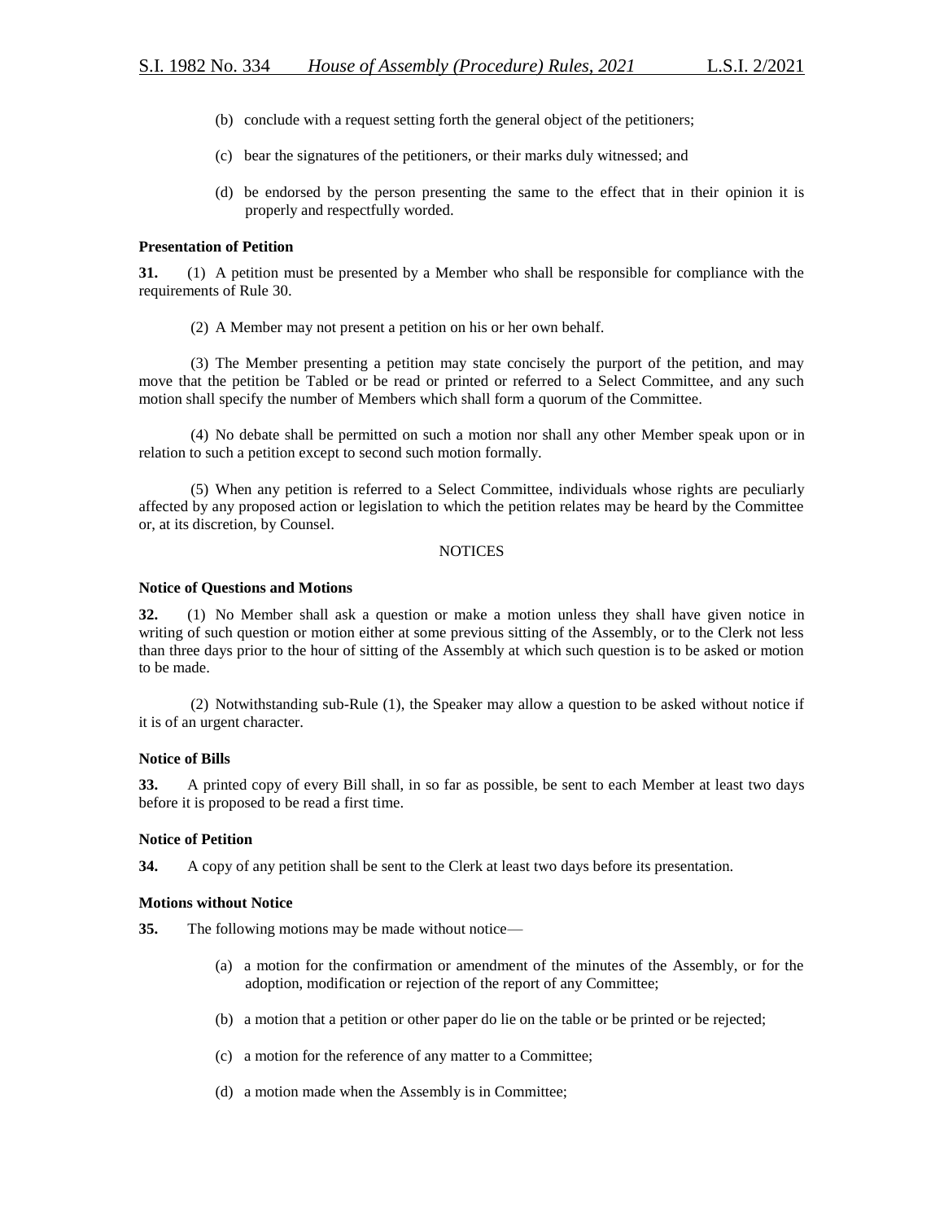(b) conclude with a request setting forth the general object of the petitioners;

(c) bear the signatures of the petitioners, or their marks duly witnessed; and

(d) be endorsed by the person presenting the same to the effect that in their opinion it is properly and respectfully worded.

**Presentation of Petition**

**31.** (1) A petition must be presented by a Member who shall be responsible for compliance with the requirements of Rule 30.

(2) A Member may not present a petition on his or her own behalf.

(3) The Member presenting a petition may state concisely the purport of the petition, and may move that the petition be Tabled or be read or printed or referred to a Select Committee, and any such motion shall specify the number of Members which shall form a quorum of the Committee.

(4) No debate shall be permitted on such a motion nor shall any other Member speak upon or in relation to such a petition except to second such motion formally.

(5) When any petition is referred to a Select Committee, individuals whose rights are peculiarly affected by any proposed action or legislation to which the petition relates may be heard by the Committee or, at its discretion, by Counsel.

NOTICES

**Notice of Questions and Motions**

**32.** (1) No Member shall ask a question or make a motion unless they shall have given notice in writing of such question or motion either at some previous sitting of the Assembly, or to the Clerk not less than three days prior to the hour of sitting of the Assembly at which such question is to be asked or motion to be made.

(2) Notwithstanding sub-Rule (1), the Speaker may allow a question to be asked without notice if it is of an urgent character.

**Notice of Bills**

**33.** A printed copy of every Bill shall, in so far as possible, be sent to each Member at least two days before it is proposed to be read a first time.

**Notice of Petition**

**34.** A copy of any petition shall be sent to the Clerk at least two days before its presentation.

**Motions without Notice**

**35.** The following motions may be made without notice—

(a) a motion for the confirmation or amendment of the minutes of the Assembly, or for the adoption, modification or rejection of the report of any Committee;

(b) a motion that a petition or other paper do lie on the table or be printed or be rejected;

(c) a motion for the reference of any matter to a Committee;

(d) a motion made when the Assembly is in Committee;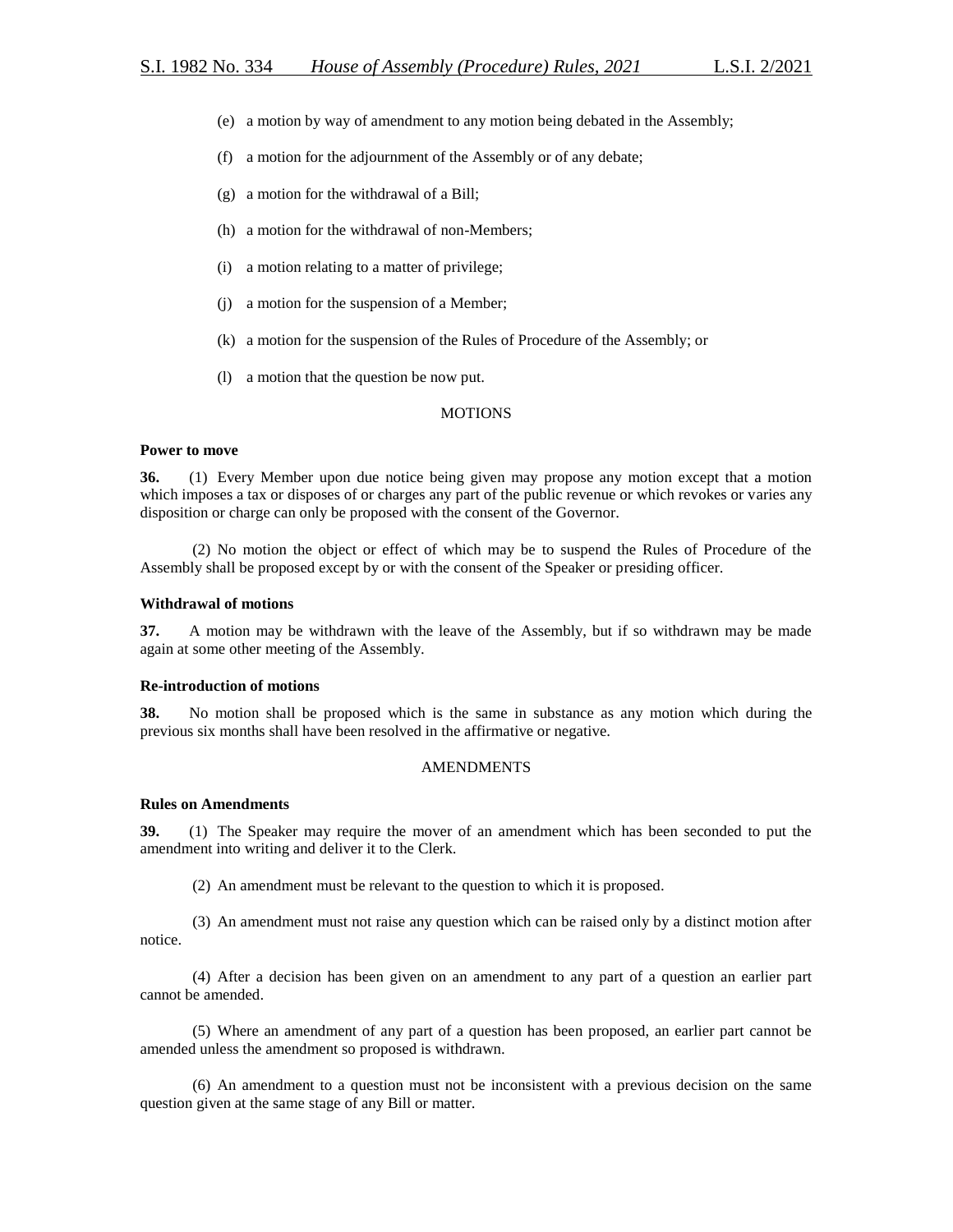(e) a motion by way of amendment to any motion being debated in the Assembly;

(f) a motion for the adjournment of the Assembly or of any debate;

(g) a motion for the withdrawal of a Bill;

(h) a motion for the withdrawal of non-Members;

(i) a motion relating to a matter of privilege;

(j) a motion for the suspension of a Member;

(k) a motion for the suspension of the Rules of Procedure of the Assembly; or

(l) a motion that the question be now put.

## MOTIONS

**Power to move**

**36.** (1) Every Member upon due notice being given may propose any motion except that a motion which imposes a tax or disposes of or charges any part of the public revenue or which revokes or varies any disposition or charge can only be proposed with the consent of the Governor.

(2) No motion the object or effect of which may be to suspend the Rules of Procedure of the Assembly shall be proposed except by or with the consent of the Speaker or presiding officer.

**Withdrawal of motions**

**37.** A motion may be withdrawn with the leave of the Assembly, but if so withdrawn may be made again at some other meeting of the Assembly.

**Re-introduction of motions**

**38.** No motion shall be proposed which is the same in substance as any motion which during the previous six months shall have been resolved in the affirmative or negative.

## AMENDMENTS

**Rules on Amendments**

**39.** (1) The Speaker may require the mover of an amendment which has been seconded to put the amendment into writing and deliver it to the Clerk.

(2) An amendment must be relevant to the question to which it is proposed.

(3) An amendment must not raise any question which can be raised only by a distinct motion after notice.

(4) After a decision has been given on an amendment to any part of a question an earlier part cannot be amended.

(5) Where an amendment of any part of a question has been proposed, an earlier part cannot be amended unless the amendment so proposed is withdrawn.

(6) An amendment to a question must not be inconsistent with a previous decision on the same question given at the same stage of any Bill or matter.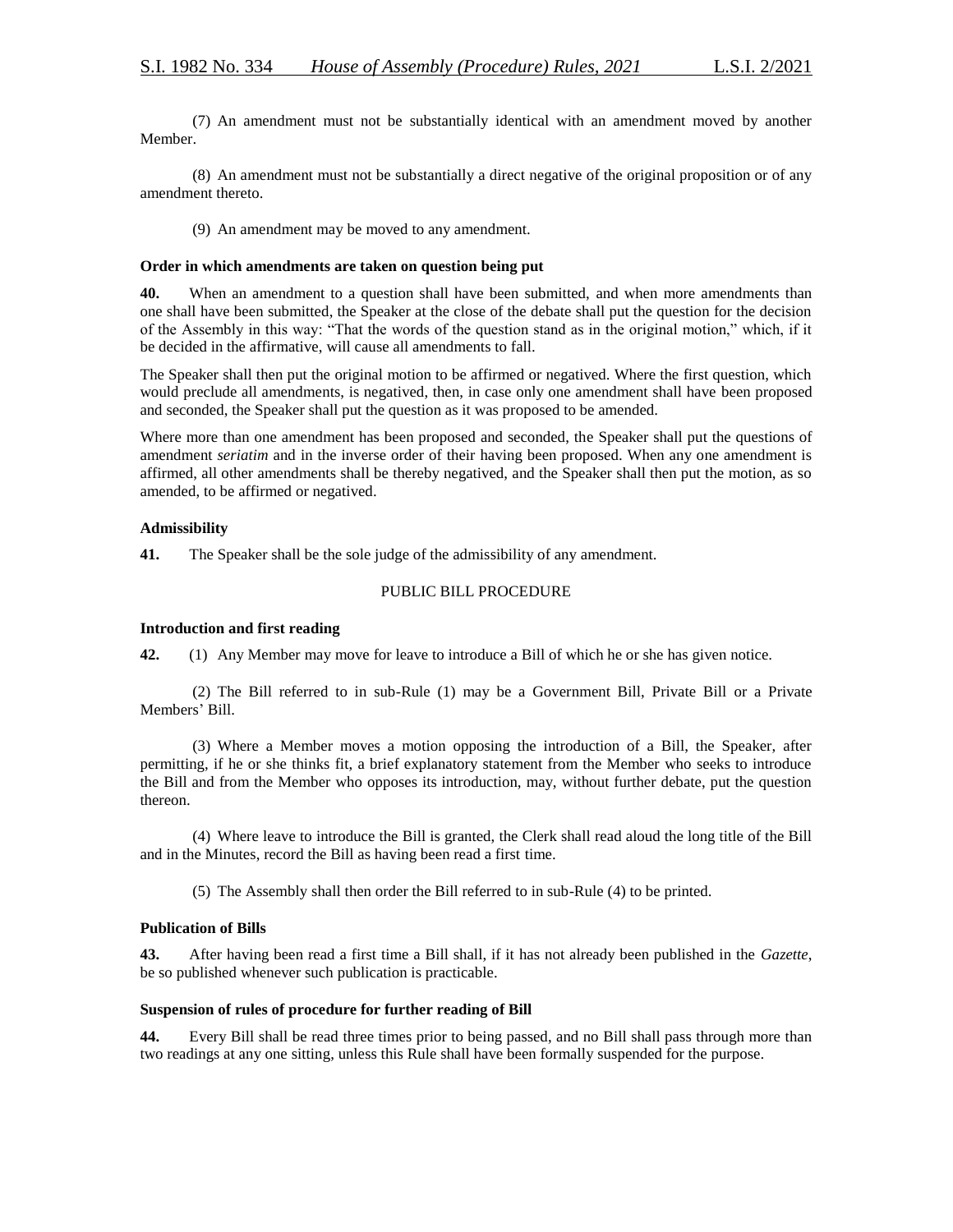(7) An amendment must not be substantially identical with an amendment moved by another Member.

(8) An amendment must not be substantially a direct negative of the original proposition or of any amendment thereto.

(9) An amendment may be moved to any amendment.

**Order in which amendments are taken on question being put**

**40.** When an amendment to a question shall have been submitted, and when more amendments than one shall have been submitted, the Speaker at the close of the debate shall put the question for the decision of the Assembly in this way: "That the words of the question stand as in the original motion," which, if it be decided in the affirmative, will cause all amendments to fall.

The Speaker shall then put the original motion to be affirmed or negatived. Where the first question, which would preclude all amendments, is negatived, then, in case only one amendment shall have been proposed and seconded, the Speaker shall put the question as it was proposed to be amended.

Where more than one amendment has been proposed and seconded, the Speaker shall put the questions of amendment *seriatim* and in the inverse order of their having been proposed. When any one amendment is affirmed, all other amendments shall be thereby negatived, and the Speaker shall then put the motion, as so amended, to be affirmed or negatived.

**Admissibility**

**41.** The Speaker shall be the sole judge of the admissibility of any amendment.

PUBLIC BILL PROCEDURE

**Introduction and first reading**

**42.** (1) Any Member may move for leave to introduce a Bill of which he or she has given notice.

(2) The Bill referred to in sub-Rule (1) may be a Government Bill, Private Bill or a Private Members' Bill.

(3) Where a Member moves a motion opposing the introduction of a Bill, the Speaker, after permitting, if he or she thinks fit, a brief explanatory statement from the Member who seeks to introduce the Bill and from the Member who opposes its introduction, may, without further debate, put the question thereon.

(4) Where leave to introduce the Bill is granted, the Clerk shall read aloud the long title of the Bill and in the Minutes, record the Bill as having been read a first time.

(5) The Assembly shall then order the Bill referred to in sub-Rule (4) to be printed.

**Publication of Bills**

**43.** After having been read a first time a Bill shall, if it has not already been published in the *Gazette*, be so published whenever such publication is practicable.

**Suspension of rules of procedure for further reading of Bill**

**44.** Every Bill shall be read three times prior to being passed, and no Bill shall pass through more than two readings at any one sitting, unless this Rule shall have been formally suspended for the purpose.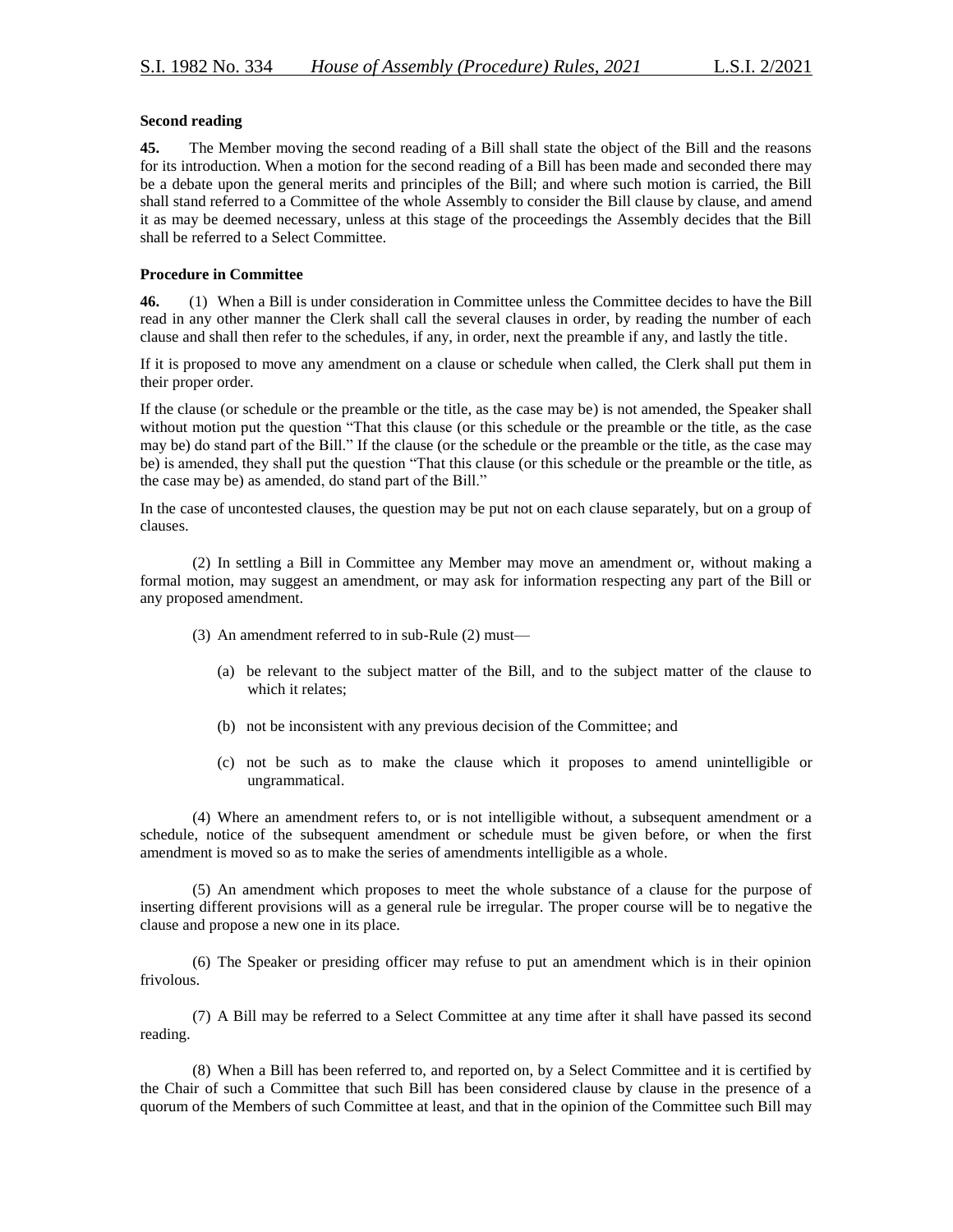**Second reading**

**45.** The Member moving the second reading of a Bill shall state the object of the Bill and the reasons for its introduction. When a motion for the second reading of a Bill has been made and seconded there may be a debate upon the general merits and principles of the Bill; and where such motion is carried, the Bill shall stand referred to a Committee of the whole Assembly to consider the Bill clause by clause, and amend it as may be deemed necessary, unless at this stage of the proceedings the Assembly decides that the Bill shall be referred to a Select Committee.

**Procedure in Committee**

**46.** (1) When a Bill is under consideration in Committee unless the Committee decides to have the Bill read in any other manner the Clerk shall call the several clauses in order, by reading the number of each clause and shall then refer to the schedules, if any, in order, next the preamble if any, and lastly the title.

If it is proposed to move any amendment on a clause or schedule when called, the Clerk shall put them in their proper order.

If the clause (or schedule or the preamble or the title, as the case may be) is not amended, the Speaker shall without motion put the question "That this clause (or this schedule or the preamble or the title, as the case may be) do stand part of the Bill." If the clause (or the schedule or the preamble or the title, as the case may be) is amended, they shall put the question "That this clause (or this schedule or the preamble or the title, as the case may be) as amended, do stand part of the Bill."

In the case of uncontested clauses, the question may be put not on each clause separately, but on a group of clauses.

(2) In settling a Bill in Committee any Member may move an amendment or, without making a formal motion, may suggest an amendment, or may ask for information respecting any part of the Bill or any proposed amendment.

(3) An amendment referred to in sub-Rule (2) must—

(a) be relevant to the subject matter of the Bill, and to the subject matter of the clause to which it relates;

(b) not be inconsistent with any previous decision of the Committee; and

(c) not be such as to make the clause which it proposes to amend unintelligible or ungrammatical.

(4) Where an amendment refers to, or is not intelligible without, a subsequent amendment or a schedule, notice of the subsequent amendment or schedule must be given before, or when the first amendment is moved so as to make the series of amendments intelligible as a whole.

(5) An amendment which proposes to meet the whole substance of a clause for the purpose of inserting different provisions will as a general rule be irregular. The proper course will be to negative the clause and propose a new one in its place.

(6) The Speaker or presiding officer may refuse to put an amendment which is in their opinion frivolous.

(7) A Bill may be referred to a Select Committee at any time after it shall have passed its second reading.

(8) When a Bill has been referred to, and reported on, by a Select Committee and it is certified by the Chair of such a Committee that such Bill has been considered clause by clause in the presence of a quorum of the Members of such Committee at least, and that in the opinion of the Committee such Bill may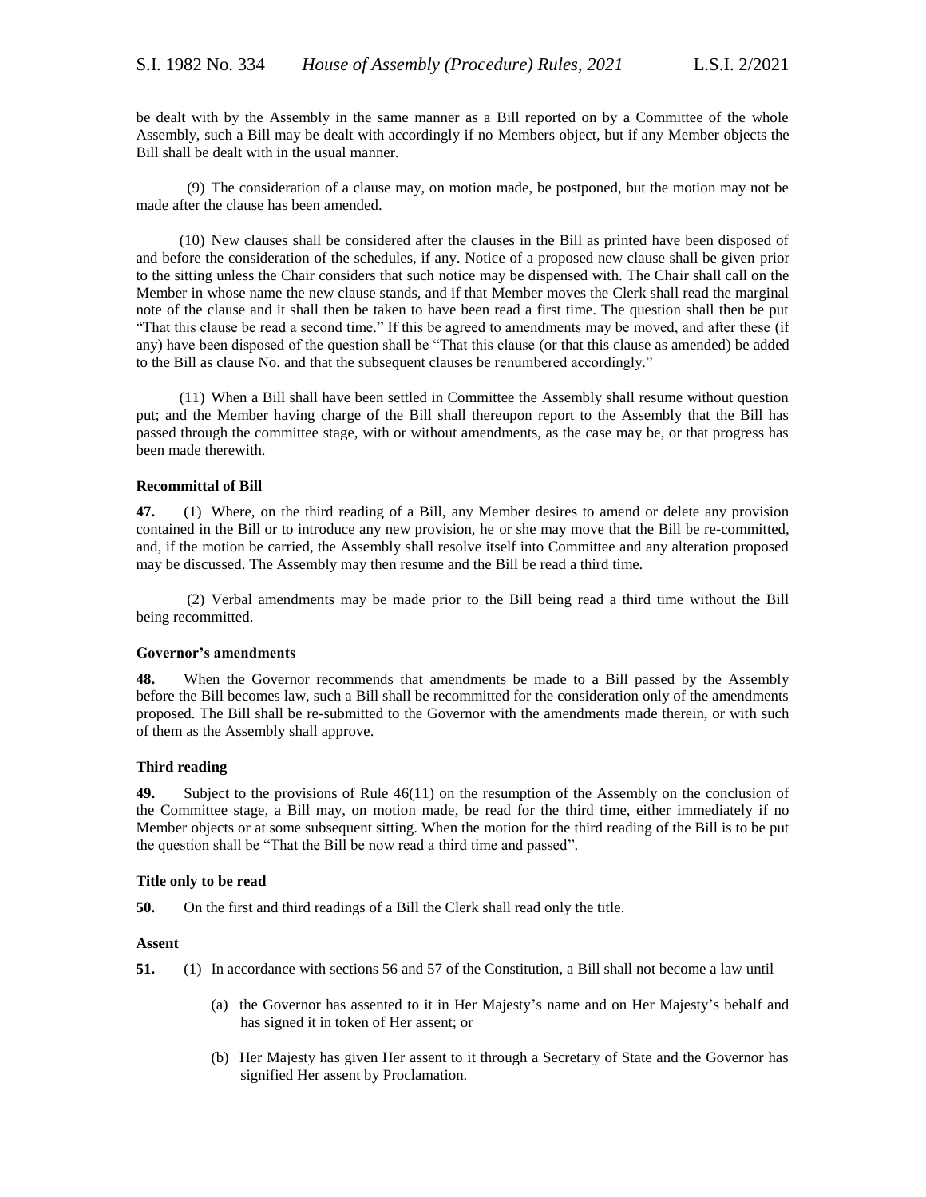be dealt with by the Assembly in the same manner as a Bill reported on by a Committee of the whole Assembly, such a Bill may be dealt with accordingly if no Members object, but if any Member objects the Bill shall be dealt with in the usual manner.

(9) The consideration of a clause may, on motion made, be postponed, but the motion may not be made after the clause has been amended.

(10) New clauses shall be considered after the clauses in the Bill as printed have been disposed of and before the consideration of the schedules, if any. Notice of a proposed new clause shall be given prior to the sitting unless the Chair considers that such notice may be dispensed with. The Chair shall call on the Member in whose name the new clause stands, and if that Member moves the Clerk shall read the marginal note of the clause and it shall then be taken to have been read a first time. The question shall then be put "That this clause be read a second time." If this be agreed to amendments may be moved, and after these (if any) have been disposed of the question shall be "That this clause (or that this clause as amended) be added to the Bill as clause No. and that the subsequent clauses be renumbered accordingly."

(11) When a Bill shall have been settled in Committee the Assembly shall resume without question put; and the Member having charge of the Bill shall thereupon report to the Assembly that the Bill has passed through the committee stage, with or without amendments, as the case may be, or that progress has been made therewith.

**Recommittal of Bill**

**47.** (1) Where, on the third reading of a Bill, any Member desires to amend or delete any provision contained in the Bill or to introduce any new provision, he or she may move that the Bill be re-committed, and, if the motion be carried, the Assembly shall resolve itself into Committee and any alteration proposed may be discussed. The Assembly may then resume and the Bill be read a third time.

(2) Verbal amendments may be made prior to the Bill being read a third time without the Bill being recommitted.

**Governor's amendments**

**48.** When the Governor recommends that amendments be made to a Bill passed by the Assembly before the Bill becomes law, such a Bill shall be recommitted for the consideration only of the amendments proposed. The Bill shall be re-submitted to the Governor with the amendments made therein, or with such of them as the Assembly shall approve.

**Third reading**

**49.** Subject to the provisions of Rule 46(11) on the resumption of the Assembly on the conclusion of the Committee stage, a Bill may, on motion made, be read for the third time, either immediately if no Member objects or at some subsequent sitting. When the motion for the third reading of the Bill is to be put the question shall be "That the Bill be now read a third time and passed".

**Title only to be read**

**50.** On the first and third readings of a Bill the Clerk shall read only the title.

**Assent**

**51.** (1) In accordance with sections 56 and 57 of the Constitution, a Bill shall not become a law until—

(a) the Governor has assented to it in Her Majesty's name and on Her Majesty's behalf and has signed it in token of Her assent; or

(b) Her Majesty has given Her assent to it through a Secretary of State and the Governor has signified Her assent by Proclamation.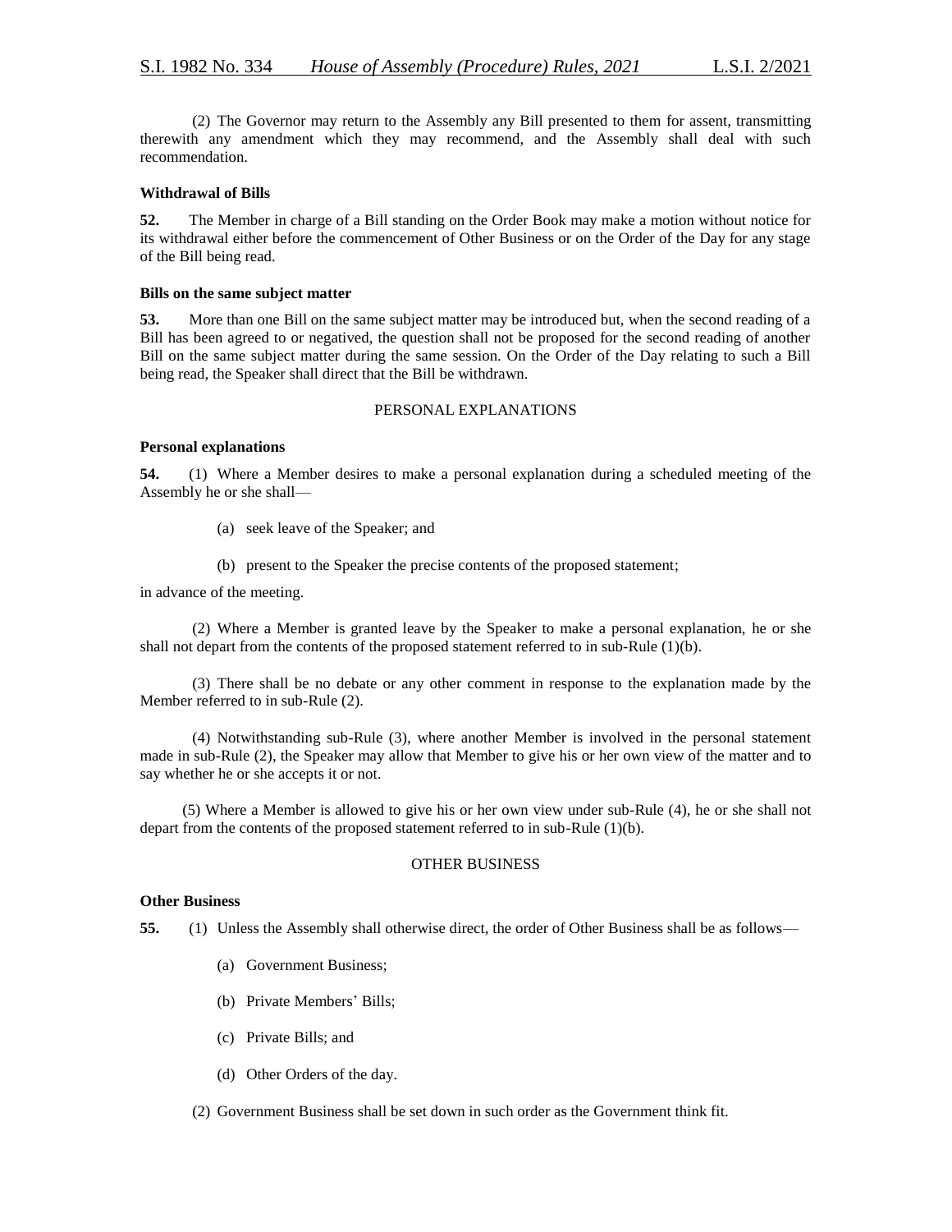(2) The Governor may return to the Assembly any Bill presented to them for assent, transmitting therewith any amendment which they may recommend, and the Assembly shall deal with such recommendation.

**Withdrawal of Bills**

**52.** The Member in charge of a Bill standing on the Order Book may make a motion without notice for its withdrawal either before the commencement of Other Business or on the Order of the Day for any stage of the Bill being read.

**Bills on the same subject matter**

**53.** More than one Bill on the same subject matter may be introduced but, when the second reading of a Bill has been agreed to or negatived, the question shall not be proposed for the second reading of another Bill on the same subject matter during the same session. On the Order of the Day relating to such a Bill being read, the Speaker shall direct that the Bill be withdrawn.

PERSONAL EXPLANATIONS

**Personal explanations**

**54.** (1) Where a Member desires to make a personal explanation during a scheduled meeting of the Assembly he or she shall—

(a) seek leave of the Speaker; and

(b) present to the Speaker the precise contents of the proposed statement;

in advance of the meeting.

(2) Where a Member is granted leave by the Speaker to make a personal explanation, he or she shall not depart from the contents of the proposed statement referred to in sub-Rule (1)(b).

(3) There shall be no debate or any other comment in response to the explanation made by the Member referred to in sub-Rule (2).

(4) Notwithstanding sub-Rule (3), where another Member is involved in the personal statement made in sub-Rule (2), the Speaker may allow that Member to give his or her own view of the matter and to say whether he or she accepts it or not.

(5) Where a Member is allowed to give his or her own view under sub-Rule (4), he or she shall not depart from the contents of the proposed statement referred to in sub-Rule (1)(b).

OTHER BUSINESS

**Other Business**

**55.** (1) Unless the Assembly shall otherwise direct, the order of Other Business shall be as follows—

(a) Government Business;

(b) Private Members' Bills;

(c) Private Bills; and

(d) Other Orders of the day.

(2) Government Business shall be set down in such order as the Government think fit.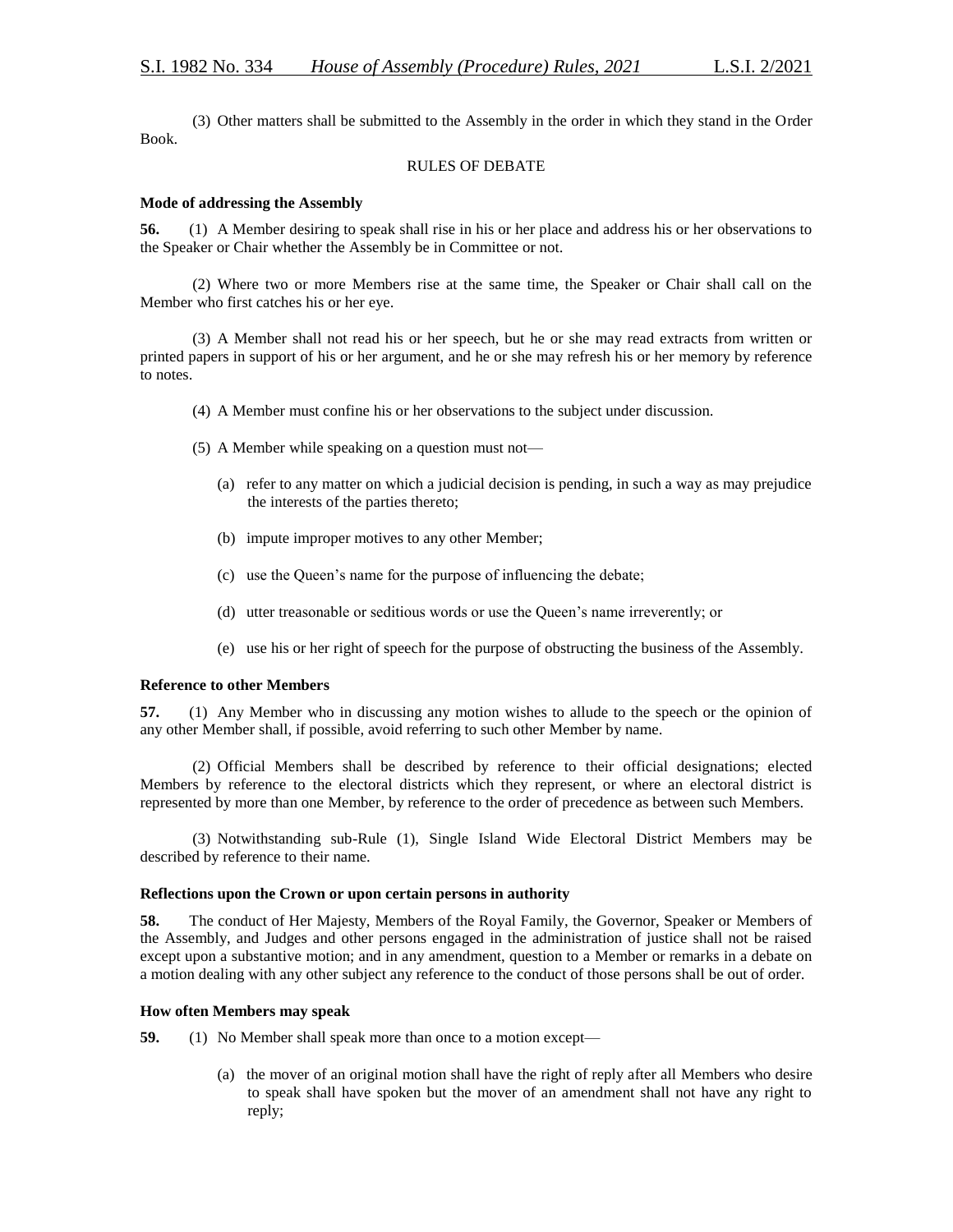(3) Other matters shall be submitted to the Assembly in the order in which they stand in the Order Book.

RULES OF DEBATE

**Mode of addressing the Assembly**

**56.** (1) A Member desiring to speak shall rise in his or her place and address his or her observations to the Speaker or Chair whether the Assembly be in Committee or not.

(2) Where two or more Members rise at the same time, the Speaker or Chair shall call on the Member who first catches his or her eye.

(3) A Member shall not read his or her speech, but he or she may read extracts from written or printed papers in support of his or her argument, and he or she may refresh his or her memory by reference to notes.

(4) A Member must confine his or her observations to the subject under discussion.

(5) A Member while speaking on a question must not—

(a) refer to any matter on which a judicial decision is pending, in such a way as may prejudice the interests of the parties thereto;

(b) impute improper motives to any other Member;

(c) use the Queen's name for the purpose of influencing the debate;

(d) utter treasonable or seditious words or use the Queen's name irreverently; or

(e) use his or her right of speech for the purpose of obstructing the business of the Assembly.

**Reference to other Members**

**57.** (1) Any Member who in discussing any motion wishes to allude to the speech or the opinion of any other Member shall, if possible, avoid referring to such other Member by name.

(2) Official Members shall be described by reference to their official designations; elected Members by reference to the electoral districts which they represent, or where an electoral district is represented by more than one Member, by reference to the order of precedence as between such Members.

(3) Notwithstanding sub-Rule (1), Single Island Wide Electoral District Members may be described by reference to their name.

**Reflections upon the Crown or upon certain persons in authority**

**58.** The conduct of Her Majesty, Members of the Royal Family, the Governor, Speaker or Members of the Assembly, and Judges and other persons engaged in the administration of justice shall not be raised except upon a substantive motion; and in any amendment, question to a Member or remarks in a debate on a motion dealing with any other subject any reference to the conduct of those persons shall be out of order.

**How often Members may speak**

**59.** (1) No Member shall speak more than once to a motion except—

(a) the mover of an original motion shall have the right of reply after all Members who desire to speak shall have spoken but the mover of an amendment shall not have any right to reply;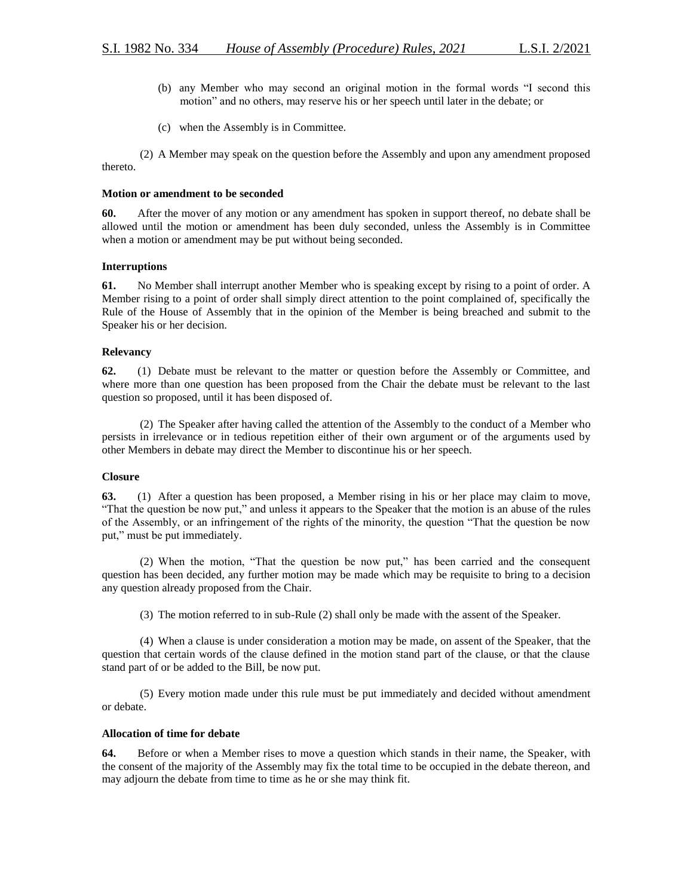(b) any Member who may second an original motion in the formal words "I second this motion" and no others, may reserve his or her speech until later in the debate; or

(c) when the Assembly is in Committee.

(2) A Member may speak on the question before the Assembly and upon any amendment proposed thereto.

**Motion or amendment to be seconded**

**60.** After the mover of any motion or any amendment has spoken in support thereof, no debate shall be allowed until the motion or amendment has been duly seconded, unless the Assembly is in Committee when a motion or amendment may be put without being seconded.

**Interruptions**

**61.** No Member shall interrupt another Member who is speaking except by rising to a point of order. A Member rising to a point of order shall simply direct attention to the point complained of, specifically the Rule of the House of Assembly that in the opinion of the Member is being breached and submit to the Speaker his or her decision.

**Relevancy**

**62.** (1) Debate must be relevant to the matter or question before the Assembly or Committee, and where more than one question has been proposed from the Chair the debate must be relevant to the last question so proposed, until it has been disposed of.

(2) The Speaker after having called the attention of the Assembly to the conduct of a Member who persists in irrelevance or in tedious repetition either of their own argument or of the arguments used by other Members in debate may direct the Member to discontinue his or her speech.

**Closure**

**63.** (1) After a question has been proposed, a Member rising in his or her place may claim to move, "That the question be now put," and unless it appears to the Speaker that the motion is an abuse of the rules of the Assembly, or an infringement of the rights of the minority, the question "That the question be now put," must be put immediately.

(2) When the motion, "That the question be now put," has been carried and the consequent question has been decided, any further motion may be made which may be requisite to bring to a decision any question already proposed from the Chair.

(3) The motion referred to in sub-Rule (2) shall only be made with the assent of the Speaker.

(4) When a clause is under consideration a motion may be made, on assent of the Speaker, that the question that certain words of the clause defined in the motion stand part of the clause, or that the clause stand part of or be added to the Bill, be now put.

(5) Every motion made under this rule must be put immediately and decided without amendment or debate.

**Allocation of time for debate**

**64.** Before or when a Member rises to move a question which stands in their name, the Speaker, with the consent of the majority of the Assembly may fix the total time to be occupied in the debate thereon, and may adjourn the debate from time to time as he or she may think fit.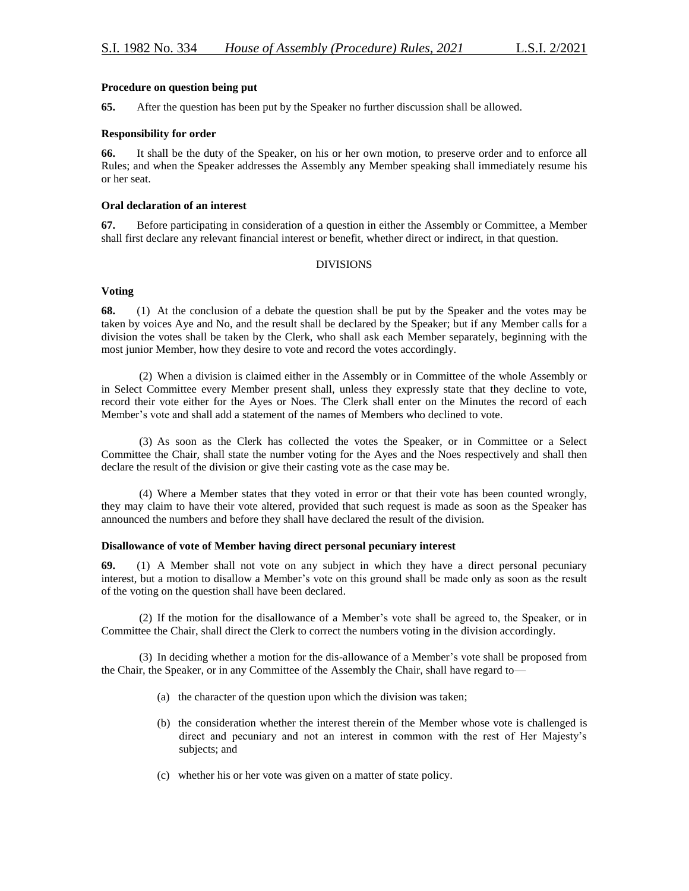**Procedure on question being put**

**65.** After the question has been put by the Speaker no further discussion shall be allowed.

**Responsibility for order**

**66.** It shall be the duty of the Speaker, on his or her own motion, to preserve order and to enforce all Rules; and when the Speaker addresses the Assembly any Member speaking shall immediately resume his or her seat.

**Oral declaration of an interest**

**67.** Before participating in consideration of a question in either the Assembly or Committee, a Member shall first declare any relevant financial interest or benefit, whether direct or indirect, in that question.

DIVISIONS

**Voting**

**68.** (1) At the conclusion of a debate the question shall be put by the Speaker and the votes may be taken by voices Aye and No, and the result shall be declared by the Speaker; but if any Member calls for a division the votes shall be taken by the Clerk, who shall ask each Member separately, beginning with the most junior Member, how they desire to vote and record the votes accordingly.

(2) When a division is claimed either in the Assembly or in Committee of the whole Assembly or in Select Committee every Member present shall, unless they expressly state that they decline to vote, record their vote either for the Ayes or Noes. The Clerk shall enter on the Minutes the record of each Member's vote and shall add a statement of the names of Members who declined to vote.

(3) As soon as the Clerk has collected the votes the Speaker, or in Committee or a Select Committee the Chair, shall state the number voting for the Ayes and the Noes respectively and shall then declare the result of the division or give their casting vote as the case may be.

(4) Where a Member states that they voted in error or that their vote has been counted wrongly, they may claim to have their vote altered, provided that such request is made as soon as the Speaker has announced the numbers and before they shall have declared the result of the division.

**Disallowance of vote of Member having direct personal pecuniary interest**

**69.** (1) A Member shall not vote on any subject in which they have a direct personal pecuniary interest, but a motion to disallow a Member's vote on this ground shall be made only as soon as the result of the voting on the question shall have been declared.

(2) If the motion for the disallowance of a Member's vote shall be agreed to, the Speaker, or in Committee the Chair, shall direct the Clerk to correct the numbers voting in the division accordingly.

(3) In deciding whether a motion for the dis-allowance of a Member's vote shall be proposed from the Chair, the Speaker, or in any Committee of the Assembly the Chair, shall have regard to—

(a) the character of the question upon which the division was taken;

(b) the consideration whether the interest therein of the Member whose vote is challenged is direct and pecuniary and not an interest in common with the rest of Her Majesty's subjects; and

(c) whether his or her vote was given on a matter of state policy.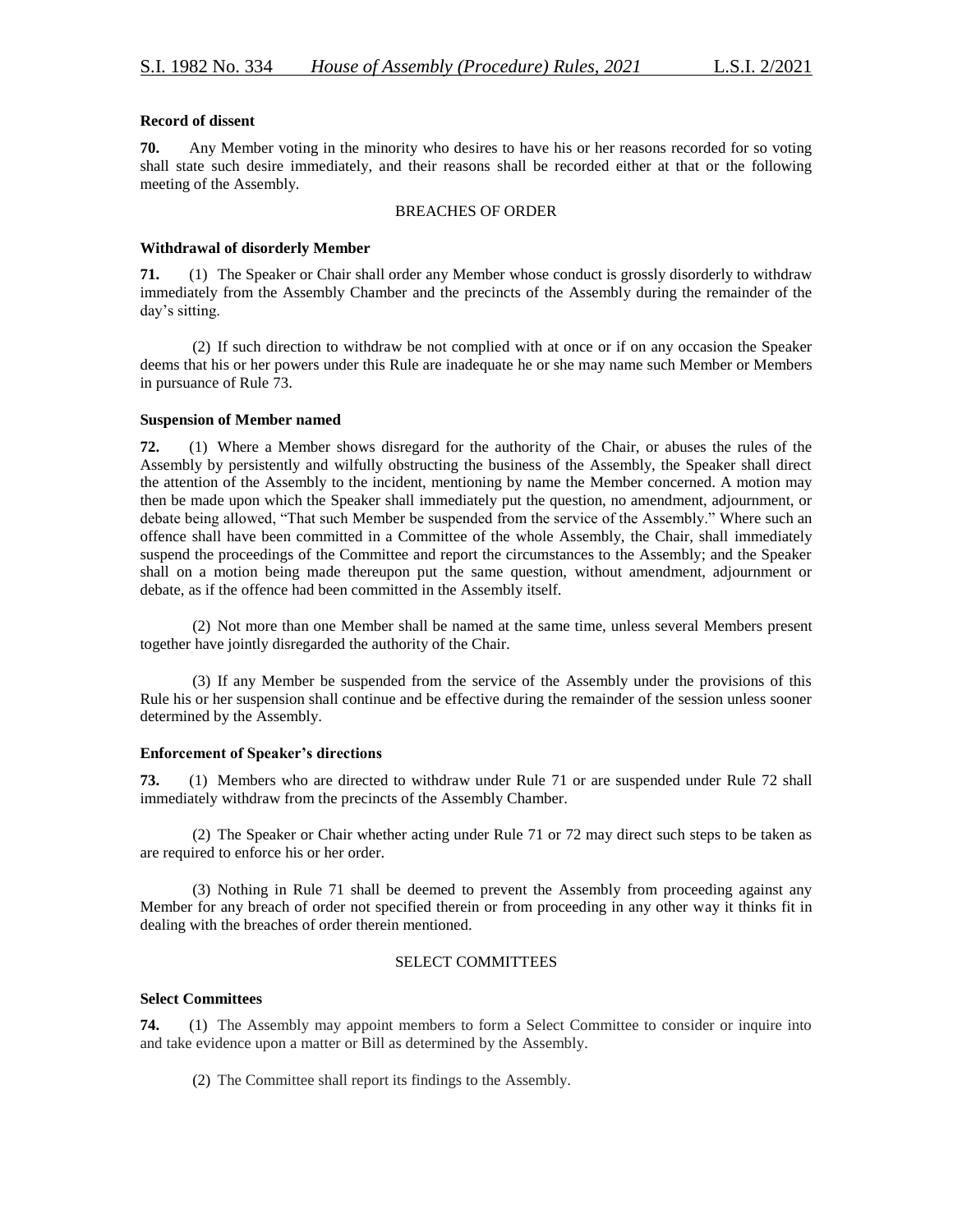**Record of dissent**

**70.** Any Member voting in the minority who desires to have his or her reasons recorded for so voting shall state such desire immediately, and their reasons shall be recorded either at that or the following meeting of the Assembly.

## BREACHES OF ORDER

**Withdrawal of disorderly Member**

**71.** (1) The Speaker or Chair shall order any Member whose conduct is grossly disorderly to withdraw immediately from the Assembly Chamber and the precincts of the Assembly during the remainder of the day's sitting.

(2) If such direction to withdraw be not complied with at once or if on any occasion the Speaker deems that his or her powers under this Rule are inadequate he or she may name such Member or Members in pursuance of Rule 73.

**Suspension of Member named**

**72.** (1) Where a Member shows disregard for the authority of the Chair, or abuses the rules of the Assembly by persistently and wilfully obstructing the business of the Assembly, the Speaker shall direct the attention of the Assembly to the incident, mentioning by name the Member concerned. A motion may then be made upon which the Speaker shall immediately put the question, no amendment, adjournment, or debate being allowed, "That such Member be suspended from the service of the Assembly." Where such an offence shall have been committed in a Committee of the whole Assembly, the Chair, shall immediately suspend the proceedings of the Committee and report the circumstances to the Assembly; and the Speaker shall on a motion being made thereupon put the same question, without amendment, adjournment or debate, as if the offence had been committed in the Assembly itself.

(2) Not more than one Member shall be named at the same time, unless several Members present together have jointly disregarded the authority of the Chair.

(3) If any Member be suspended from the service of the Assembly under the provisions of this Rule his or her suspension shall continue and be effective during the remainder of the session unless sooner determined by the Assembly.

**Enforcement of Speaker's directions**

**73.** (1) Members who are directed to withdraw under Rule 71 or are suspended under Rule 72 shall immediately withdraw from the precincts of the Assembly Chamber.

(2) The Speaker or Chair whether acting under Rule 71 or 72 may direct such steps to be taken as are required to enforce his or her order.

(3) Nothing in Rule 71 shall be deemed to prevent the Assembly from proceeding against any Member for any breach of order not specified therein or from proceeding in any other way it thinks fit in dealing with the breaches of order therein mentioned.

## SELECT COMMITTEES

**Select Committees**

**74.** (1) The Assembly may appoint members to form a Select Committee to consider or inquire into and take evidence upon a matter or Bill as determined by the Assembly.

(2) The Committee shall report its findings to the Assembly.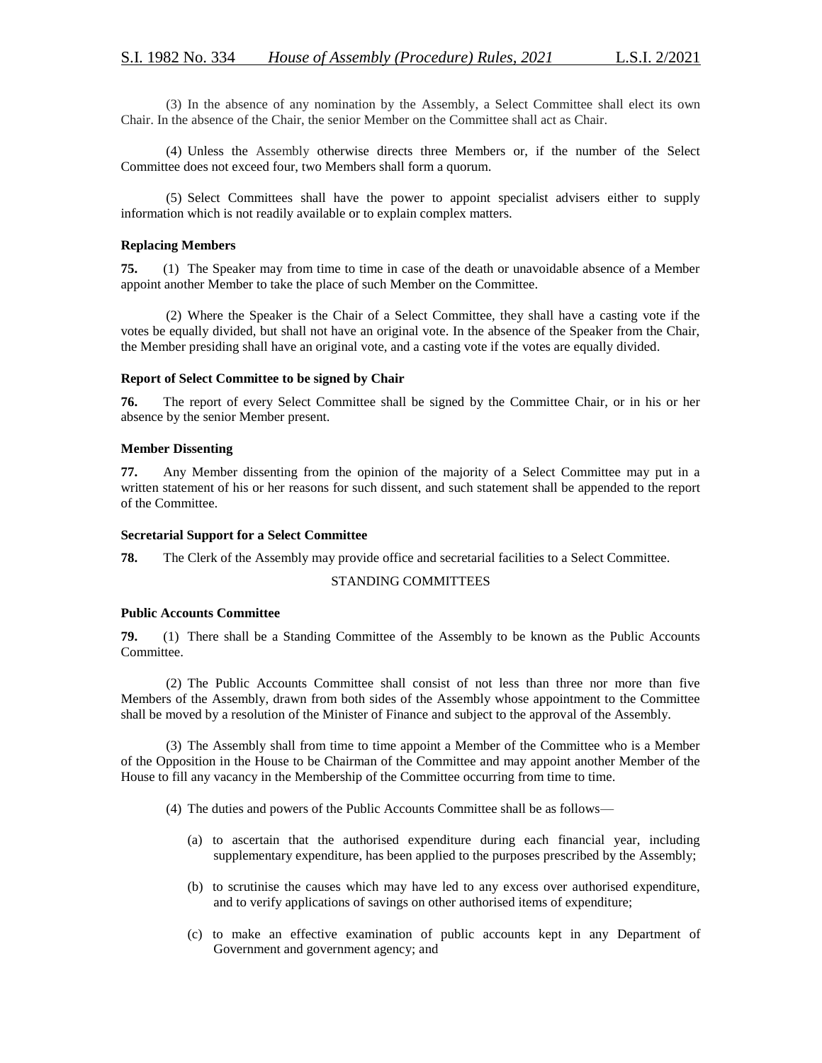(3) In the absence of any nomination by the Assembly, a Select Committee shall elect its own Chair. In the absence of the Chair, the senior Member on the Committee shall act as Chair.

(4) Unless the Assembly otherwise directs three Members or, if the number of the Select Committee does not exceed four, two Members shall form a quorum.

(5) Select Committees shall have the power to appoint specialist advisers either to supply information which is not readily available or to explain complex matters.

**Replacing Members**

**75.** (1) The Speaker may from time to time in case of the death or unavoidable absence of a Member appoint another Member to take the place of such Member on the Committee.

(2) Where the Speaker is the Chair of a Select Committee, they shall have a casting vote if the votes be equally divided, but shall not have an original vote. In the absence of the Speaker from the Chair, the Member presiding shall have an original vote, and a casting vote if the votes are equally divided.

**Report of Select Committee to be signed by Chair**

**76.** The report of every Select Committee shall be signed by the Committee Chair, or in his or her absence by the senior Member present.

**Member Dissenting**

**77.** Any Member dissenting from the opinion of the majority of a Select Committee may put in a written statement of his or her reasons for such dissent, and such statement shall be appended to the report of the Committee.

**Secretarial Support for a Select Committee**

**78.** The Clerk of the Assembly may provide office and secretarial facilities to a Select Committee.

STANDING COMMITTEES

**Public Accounts Committee**

**79.** (1) There shall be a Standing Committee of the Assembly to be known as the Public Accounts Committee.

(2) The Public Accounts Committee shall consist of not less than three nor more than five Members of the Assembly, drawn from both sides of the Assembly whose appointment to the Committee shall be moved by a resolution of the Minister of Finance and subject to the approval of the Assembly.

(3) The Assembly shall from time to time appoint a Member of the Committee who is a Member of the Opposition in the House to be Chairman of the Committee and may appoint another Member of the House to fill any vacancy in the Membership of the Committee occurring from time to time.

(4) The duties and powers of the Public Accounts Committee shall be as follows—

(a) to ascertain that the authorised expenditure during each financial year, including supplementary expenditure, has been applied to the purposes prescribed by the Assembly;

(b) to scrutinise the causes which may have led to any excess over authorised expenditure, and to verify applications of savings on other authorised items of expenditure;

(c) to make an effective examination of public accounts kept in any Department of Government and government agency; and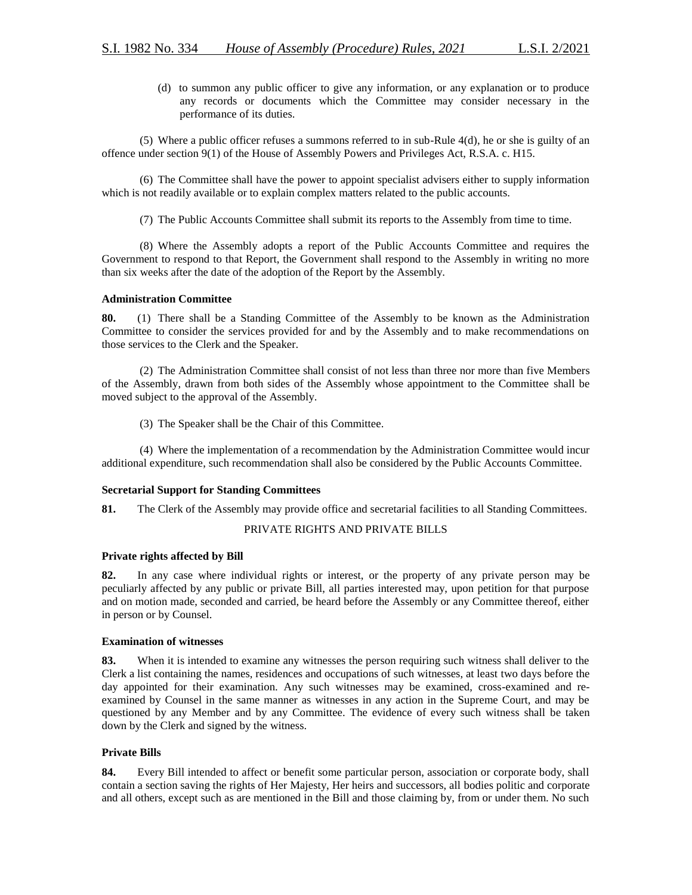(d) to summon any public officer to give any information, or any explanation or to produce any records or documents which the Committee may consider necessary in the performance of its duties.

(5) Where a public officer refuses a summons referred to in sub-Rule 4(d), he or she is guilty of an offence under section 9(1) of the House of Assembly Powers and Privileges Act, R.S.A. c. H15.

(6) The Committee shall have the power to appoint specialist advisers either to supply information which is not readily available or to explain complex matters related to the public accounts.

(7) The Public Accounts Committee shall submit its reports to the Assembly from time to time.

(8) Where the Assembly adopts a report of the Public Accounts Committee and requires the Government to respond to that Report, the Government shall respond to the Assembly in writing no more than six weeks after the date of the adoption of the Report by the Assembly.

**Administration Committee**

**80.** (1) There shall be a Standing Committee of the Assembly to be known as the Administration Committee to consider the services provided for and by the Assembly and to make recommendations on those services to the Clerk and the Speaker.

(2) The Administration Committee shall consist of not less than three nor more than five Members of the Assembly, drawn from both sides of the Assembly whose appointment to the Committee shall be moved subject to the approval of the Assembly.

(3) The Speaker shall be the Chair of this Committee.

(4) Where the implementation of a recommendation by the Administration Committee would incur additional expenditure, such recommendation shall also be considered by the Public Accounts Committee.

**Secretarial Support for Standing Committees**

**81.** The Clerk of the Assembly may provide office and secretarial facilities to all Standing Committees.

PRIVATE RIGHTS AND PRIVATE BILLS

**Private rights affected by Bill**

**82.** In any case where individual rights or interest, or the property of any private person may be peculiarly affected by any public or private Bill, all parties interested may, upon petition for that purpose and on motion made, seconded and carried, be heard before the Assembly or any Committee thereof, either in person or by Counsel.

**Examination of witnesses**

**83.** When it is intended to examine any witnesses the person requiring such witness shall deliver to the Clerk a list containing the names, residences and occupations of such witnesses, at least two days before the day appointed for their examination. Any such witnesses may be examined, cross-examined and re-examined by Counsel in the same manner as witnesses in any action in the Supreme Court, and may be questioned by any Member and by any Committee. The evidence of every such witness shall be taken down by the Clerk and signed by the witness.

**Private Bills**

**84.** Every Bill intended to affect or benefit some particular person, association or corporate body, shall contain a section saving the rights of Her Majesty, Her heirs and successors, all bodies politic and corporate and all others, except such as are mentioned in the Bill and those claiming by, from or under them. No such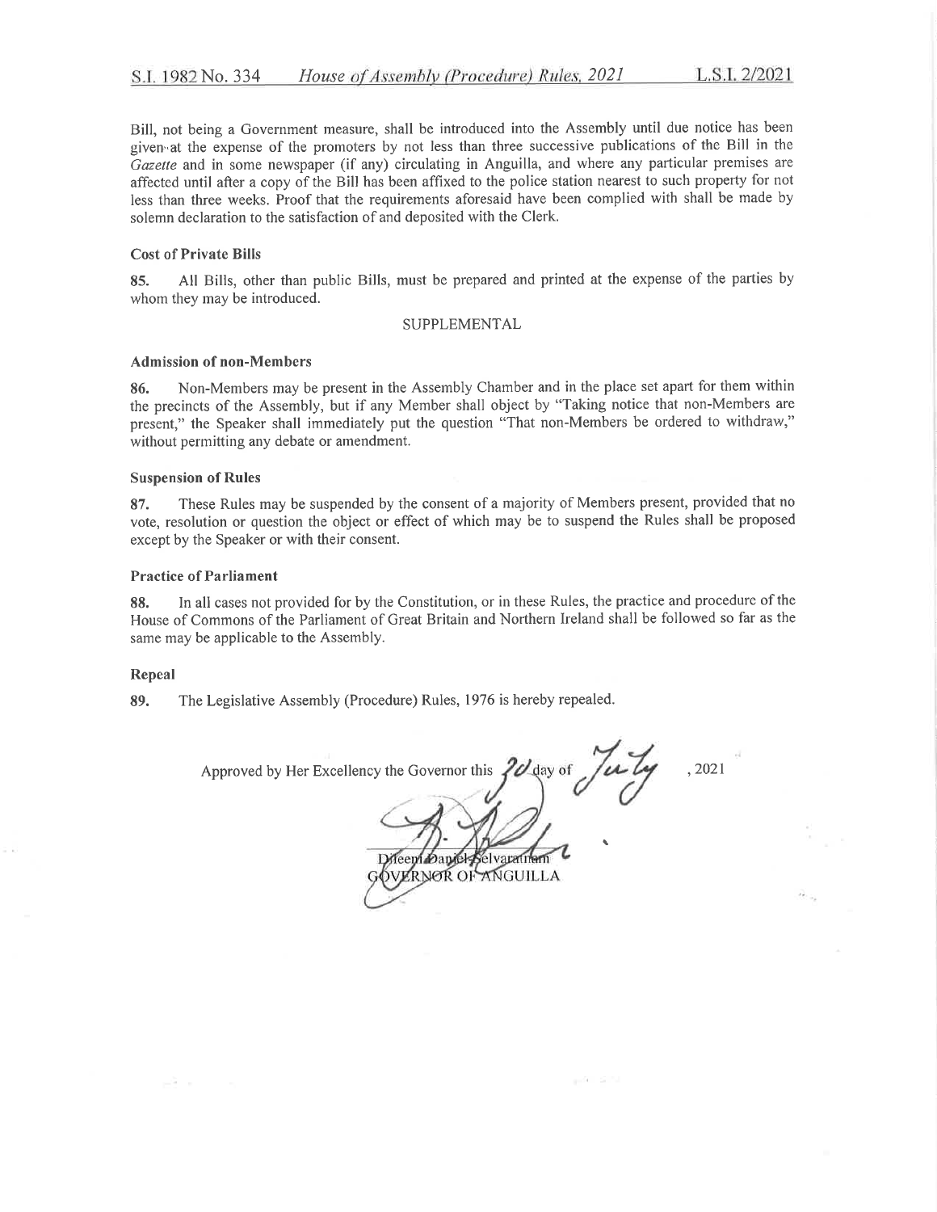Bill, not being a Government measure, shall be introduced into the Assembly until due notice has been given at the expense of the promoters by not less than three successive publications of the Bill in the *Gazette* and in some newspaper (if any) circulating in Anguilla, and where any particular premises are affected until after a copy of the Bill has been affixed to the police station nearest to such property for not less than three weeks. Proof that the requirements aforesaid have been complied with shall be made by solemn declaration to the satisfaction of and deposited with the Clerk.

**Cost of Private Bills**

**85.** All Bills, other than public Bills, must be prepared and printed at the expense of the parties by whom they may be introduced.

SUPPLEMENTAL

**Admission of non-Members**

**86.** Non-Members may be present in the Assembly Chamber and in the place set apart for them within the precincts of the Assembly, but if any Member shall object by "Taking notice that non-Members are present," the Speaker shall immediately put the question "That non-Members be ordered to withdraw," without permitting any debate or amendment.

**Suspension of Rules**

**87.** These Rules may be suspended by the consent of a majority of Members present, provided that no vote, resolution or question the object or effect of which may be to suspend the Rules shall be proposed except by the Speaker or with their consent.

**Practice of Parliament**

**88.** In all cases not provided for by the Constitution, or in these Rules, the practice and procedure of the House of Commons of the Parliament of Great Britain and Northern Ireland shall be followed so far as the same may be applicable to the Assembly.

**Repeal**

**89.** The Legislative Assembly (Procedure) Rules, 1976 is hereby repealed.

Approved by Her Excellency the Governor this 20 day of July, 2021

Dileeni Daniel-Selvaratnam
GOVERNOR OF ANGUILLA